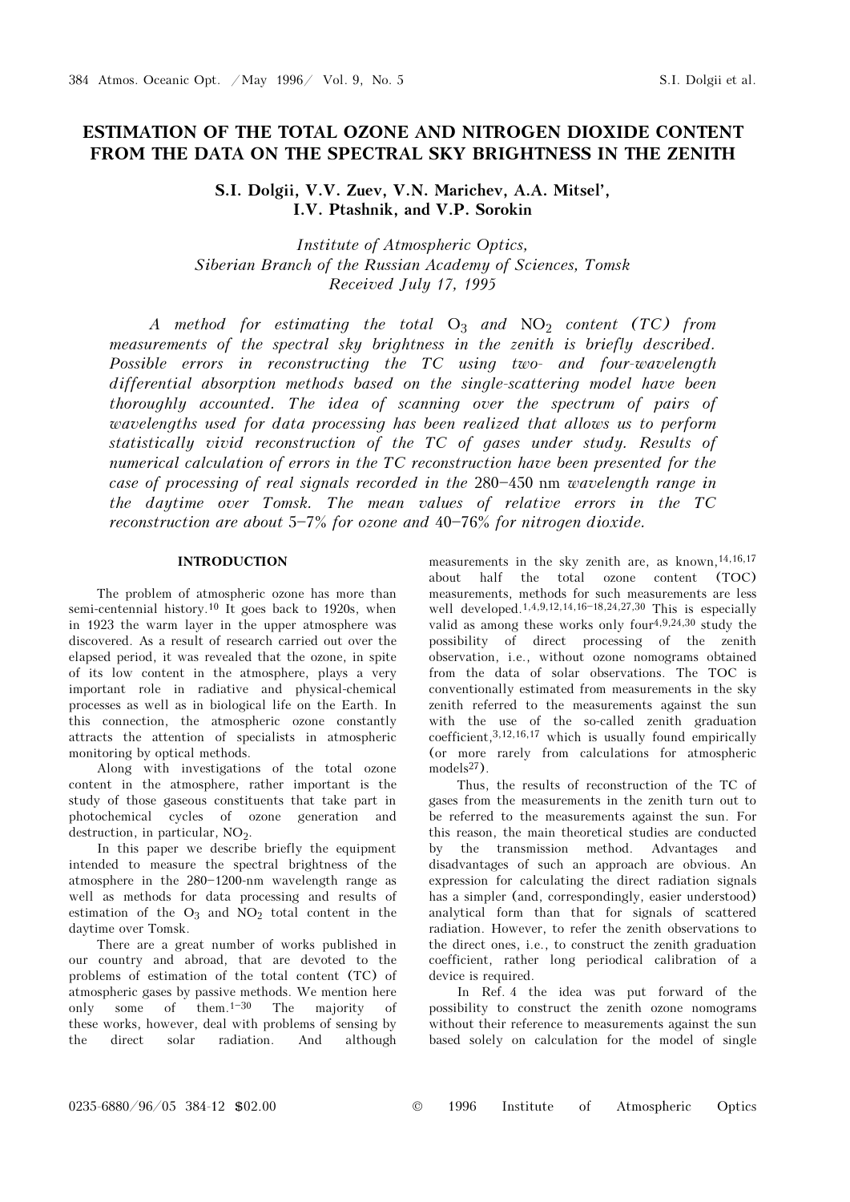# ESTIMATION OF THE TOTAL OZONE AND NITROGEN DIOXIDE CONTENT FROM THE DATA ON THE SPECTRAL SKY BRIGHTNESS IN THE ZENITH

**S.I. Dolgii, V.V. Zuev, V.N. Marichev, A.A. Mitsel', I.V. Ptashnik, and V.P. Sorokin**

*Institute of Atmospheric Optics, Siberian Branch of the Russian Academy of Sciences, Tomsk*
*Received July 17, 1995*

*A method for estimating the total $O_3$ and $NO_2$ content (TC) from measurements of the spectral sky brightness in the zenith is briefly described. Possible errors in reconstructing the TC using two- and four-wavelength differential absorption methods based on the single-scattering model have been thoroughly accounted. The idea of scanning over the spectrum of pairs of wavelengths used for data processing has been realized that allows us to perform statistically vivid reconstruction of the TC of gases under study. Results of numerical calculation of errors in the TC reconstruction have been presented for the case of processing of real signals recorded in the 280–450 nm wavelength range in the daytime over Tomsk. The mean values of relative errors in the TC reconstruction are about 5–7% for ozone and 40–76% for nitrogen dioxide.*

## INTRODUCTION

The problem of atmospheric ozone has more than semi-centennial history.[10] It goes back to 1920s, when in 1923 the warm layer in the upper atmosphere was discovered. As a result of research carried out over the elapsed period, it was revealed that the ozone, in spite of its low content in the atmosphere, plays a very important role in radiative and physical-chemical processes as well as in biological life on the Earth. In this connection, the atmospheric ozone constantly attracts the attention of specialists in atmospheric monitoring by optical methods.

Along with investigations of the total ozone content in the atmosphere, rather important is the study of those gaseous constituents that take part in photochemical cycles of ozone generation and destruction, in particular, $NO_2$.

In this paper we describe briefly the equipment intended to measure the spectral brightness of the atmosphere in the 280–1200-nm wavelength range as well as methods for data processing and results of estimation of the $O_3$ and $NO_2$ total content in the daytime over Tomsk.

There are a great number of works published in our country and abroad, that are devoted to the problems of estimation of the total content (TC) of atmospheric gases by passive methods. We mention here only some of them.[1–30] The majority of these works, however, deal with problems of sensing by the direct solar radiation. And although measurements in the sky zenith are, as known,[14,16,17] about half the total ozone content (TOC) measurements, methods for such measurements are less well developed.[1,4,9,12,14,16–18,24,27,30] This is especially valid as among these works only four[4,9,24,30] study the possibility of direct processing of the zenith observation, i.e., without ozone nomograms obtained from the data of solar observations. The TOC is conventionally estimated from measurements in the sky zenith referred to the measurements against the sun with the use of the so-called zenith graduation coefficient,[3,12,16,17] which is usually found empirically (or more rarely from calculations for atmospheric models[27]).

Thus, the results of reconstruction of the TC of gases from the measurements in the zenith turn out to be referred to the measurements against the sun. For this reason, the main theoretical studies are conducted by the transmission method. Advantages and disadvantages of such an approach are obvious. An expression for calculating the direct radiation signals has a simpler (and, correspondingly, easier understood) analytical form than that for signals of scattered radiation. However, to refer the zenith observations to the direct ones, i.e., to construct the zenith graduation coefficient, rather long periodical calibration of a device is required.

In Ref. 4 the idea was put forward of the possibility to construct the zenith ozone nomograms without their reference to measurements against the sun based solely on calculation for the model of single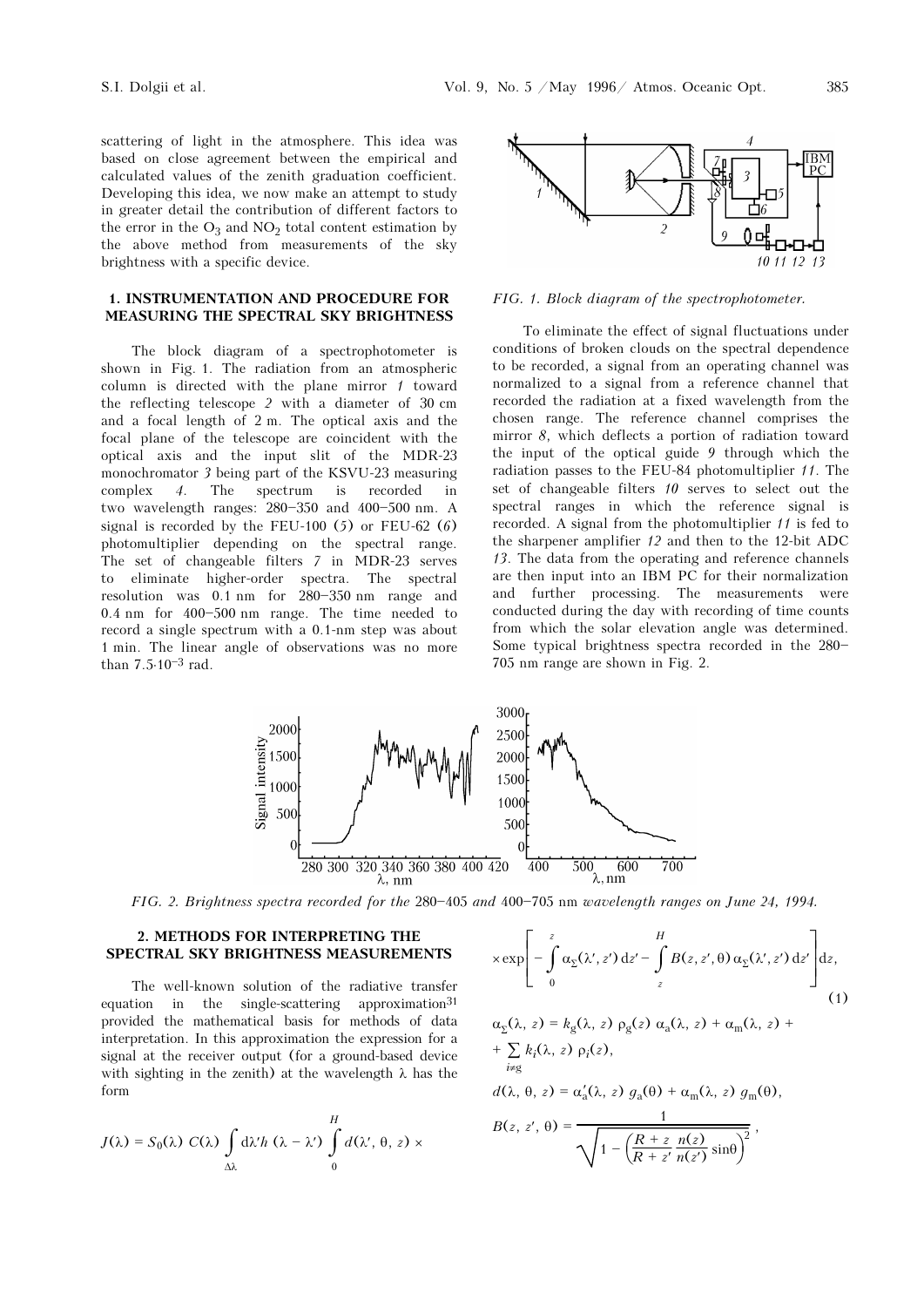scattering of light in the atmosphere. This idea was based on close agreement between the empirical and calculated values of the zenith graduation coefficient. Developing this idea, we now make an attempt to study in greater detail the contribution of different factors to the error in the $O_3$ and $NO_2$ total content estimation by the above method from measurements of the sky brightness with a specific device.

## 1. INSTRUMENTATION AND PROCEDURE FOR MEASURING THE SPECTRAL SKY BRIGHTNESS

The block diagram of a spectrophotometer is shown in Fig. 1. The radiation from an atmospheric column is directed with the plane mirror *1* toward the reflecting telescope *2* with a diameter of 30 cm and a focal length of 2 m. The optical axis and the focal plane of the telescope are coincident with the optical axis and the input slit of the MDR-23 monochromator *3* being part of the KSVU-23 measuring complex *4*. The spectrum is recorded in two wavelength ranges: 280–350 and 400–500 nm. A signal is recorded by the FEU-100 (*5*) or FEU-62 (*6*) photomultiplier depending on the spectral range. The set of changeable filters *7* in MDR-23 serves to eliminate higher-order spectra. The spectral resolution was 0.1 nm for 280–350 nm range and 0.4 nm for 400–500 nm range. The time needed to record a single spectrum with a 0.1-nm step was about 1 min. The linear angle of observations was no more than $7.5\cdot 10^{-3}$ rad.

*FIG. 1. Block diagram of the spectrophotometer.*

To eliminate the effect of signal fluctuations under conditions of broken clouds on the spectral dependence to be recorded, a signal from an operating channel was normalized to a signal from a reference channel that recorded the radiation at a fixed wavelength from the chosen range. The reference channel comprises the mirror *8*, which deflects a portion of radiation toward the input of the optical guide *9* through which the radiation passes to the FEU-84 photomultiplier *11*. The set of changeable filters *10* serves to select out the spectral ranges in which the reference signal is recorded. A signal from the photomultiplier *11* is fed to the sharpener amplifier *12* and then to the 12-bit ADC *13*. The data from the operating and reference channels are then input into an IBM PC for their normalization and further processing. The measurements were conducted during the day with recording of time counts from which the solar elevation angle was determined. Some typical brightness spectra recorded in the 280–705 nm range are shown in Fig. 2.

*FIG. 2. Brightness spectra recorded for the 280–405 and 400–705 nm wavelength ranges on June 24, 1994.*

## 2. METHODS FOR INTERPRETING THE SPECTRAL SKY BRIGHTNESS MEASUREMENTS

The well-known solution of the radiative transfer equation in the single-scattering approximation[31] provided the mathematical basis for methods of data interpretation. In this approximation the expression for a signal at the receiver output (for a ground-based device with sighting in the zenith) at the wavelength $\lambda$ has the form

$$J(\lambda) = S_0(\lambda)\, C(\lambda) \int\limits_{\Delta\lambda} \mathrm{d}\lambda' h\,(\lambda - \lambda') \int\limits_0^H d(\lambda', \theta, z) \times \exp\left[ -\int\limits_0^z \alpha_\Sigma(\lambda', z')\, \mathrm{d}z' - \int\limits_z^H B(z, z', \theta)\, \alpha_\Sigma(\lambda', z')\, \mathrm{d}z' \right] \mathrm{d}z, \tag{1}$$

$$\alpha_\Sigma(\lambda, z) = k_\mathrm{g}(\lambda, z)\, \rho_\mathrm{g}(z)\, \alpha_\mathrm{a}(\lambda, z) + \alpha_\mathrm{m}(\lambda, z) + \sum_{i \neq \mathrm{g}} k_i(\lambda, z)\, \rho_i(z),$$

$$d(\lambda, \theta, z) = \alpha'_\mathrm{a}(\lambda, z)\, g_\mathrm{a}(\theta) + \alpha_\mathrm{m}(\lambda, z)\, g_\mathrm{m}(\theta),$$

$$B(z, z', \theta) = \frac{1}{\sqrt{1 - \left( \dfrac{R + z}{R + z'} \dfrac{n(z)}{n(z')} \sin\theta \right)^2}},$$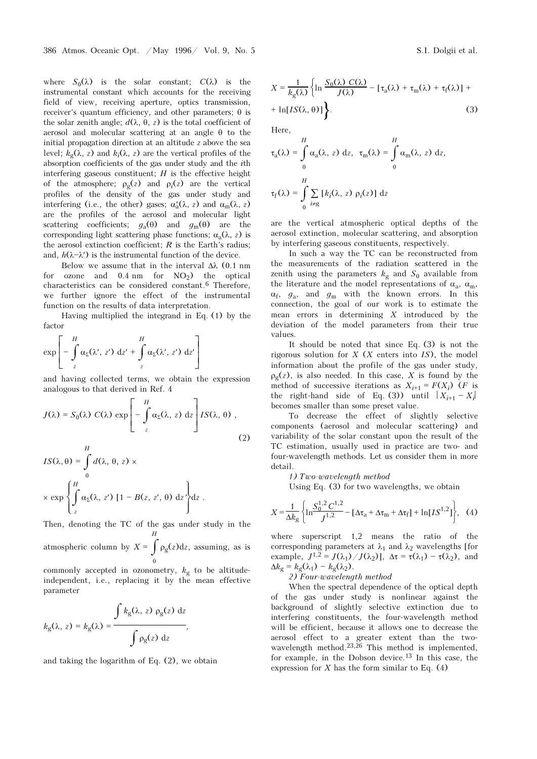where $S_0(\lambda)$ is the solar constant; $C(\lambda)$ is the instrumental constant which accounts for the receiving field of view, receiving aperture, optics transmission, receiver's quantum efficiency, and other parameters; $\theta$ is the solar zenith angle; $d(\lambda, \theta, z)$ is the total coefficient of aerosol and molecular scattering at an angle $\theta$ to the initial propagation direction at an altitude $z$ above the sea level; $k_g(\lambda, z)$ and $k_i(\lambda, z)$ are the vertical profiles of the absorption coefficients of the gas under study and the $i$th interfering gaseous constituent; $H$ is the effective height of the atmosphere; $\rho_g(z)$ and $\rho_i(z)$ are the vertical profiles of the density of the gas under study and interfering (i.e., the other) gases; $\alpha'_a(\lambda, z)$ and $\alpha_m(\lambda, z)$ are the profiles of the aerosol and molecular light scattering coefficients; $g_a(\theta)$ and $g_m(\theta)$ are the corresponding light scattering phase functions; $\alpha_a(\lambda, z)$ is the aerosol extinction coefficient; $R$ is the Earth's radius; and, $h(\lambda-\lambda')$ is the instrumental function of the device.

Below we assume that in the interval $\Delta\lambda$ (0.1 nm for ozone and 0.4 nm for $NO_2$) the optical characteristics can be considered constant.[6] Therefore, we further ignore the effect of the instrumental function on the results of data interpretation.

Having multiplied the integrand in Eq. (1) by the factor

$$\exp\left[-\int_z^H \alpha_\Sigma(\lambda', z')\,\mathrm{d}z' + \int_z^H \alpha_\Sigma(\lambda', z')\,\mathrm{d}z'\right]$$

and having collected terms, we obtain the expression analogous to that derived in Ref. 4

$$J(\lambda) = S_0(\lambda)\,C(\lambda)\,\exp\left[-\int_z^H \alpha_\Sigma(\lambda, z)\,\mathrm{d}z\right] IS(\lambda, \theta)\,, \tag{2}$$

$$IS(\lambda, \theta) = \int_0^H d(\lambda, \theta, z) \times$$

$$\times \exp\left\{\int_z^H \alpha_\Sigma(\lambda, z')\,[1 - B(z, z', \theta)\,\mathrm{d}z'\right\}\mathrm{d}z\,.$$

Then, denoting the TC of the gas under study in the atmospheric column by $X = \int_0^H \rho_g(z)\mathrm{d}z$, assuming, as is commonly accepted in ozonometry, $k_g$ to be altitude-independent, i.e., replacing it by the mean effective parameter

$$k_g(\lambda, z) = k_g(\lambda) = \frac{\int k_g(\lambda, z)\,\rho_g(z)\,\mathrm{d}z}{\int \rho_g(z)\,\mathrm{d}z},$$

and taking the logarithm of Eq. (2), we obtain

$$X = \frac{1}{k_g(\lambda)}\left\{\ln\frac{S_0(\lambda)\,C(\lambda)}{J(\lambda)} - [\tau_a(\lambda) + \tau_m(\lambda) + \tau_f(\lambda)] + \ln[IS(\lambda, \theta)]\right\}. \tag{3}$$

Here,

$$\tau_a(\lambda) = \int_0^H \alpha_a(\lambda, z)\,\mathrm{d}z,\quad \tau_m(\lambda) = \int_0^H \alpha_m(\lambda, z)\,\mathrm{d}z,$$

$$\tau_f(\lambda) = \int_0^H \sum_{i\neq g} [k_i(\lambda, z)\,\rho_i(z)]\,\mathrm{d}z$$

are the vertical atmospheric optical depths of the aerosol extinction, molecular scattering, and absorption by interfering gaseous constituents, respectively.

In such a way the TC can be reconstructed from the measurements of the radiation scattered in the zenith using the parameters $k_g$ and $S_0$ available from the literature and the model representations of $\alpha_a$, $\alpha_m$, $\alpha_f$, $g_a$, and $g_m$ with the known errors. In this connection, the goal of our work is to estimate the mean errors in determining $X$ introduced by the deviation of the model parameters from their true values.

It should be noted that since Eq. (3) is not the rigorous solution for $X$ ($X$ enters into $IS$), the model information about the profile of the gas under study, $\rho_g(z)$, is also needed. In this case, $X$ is found by the method of successive iterations as $X_{i+1} = F(X_i)$ ($F$ is the right-hand side of Eq. (3)) until $|X_{i+1} - X_i|$ becomes smaller than some preset value.

To decrease the effect of slightly selective components (aerosol and molecular scattering) and variability of the solar constant upon the result of the TC estimation, usually used in practice are two- and four-wavelength methods. Let us consider them in more detail.

*1) Two-wavelength method*

Using Eq. (3) for two wavelengths, we obtain

$$X = \frac{1}{\Delta k_g}\left\{\ln\frac{S_0^{1,2}\,C^{1,2}}{J^{1,2}} - [\Delta\tau_a + \Delta\tau_m + \Delta\tau_f] + \ln[IS^{1,2}]\right\}, \tag{4}$$

where superscript 1,2 means the ratio of the corresponding parameters at $\lambda_1$ and $\lambda_2$ wavelengths [for example, $J^{1,2} = J(\lambda_1)/J(\lambda_2)$], $\Delta\tau = \tau(\lambda_1) - \tau(\lambda_2)$, and $\Delta k_g = k_g(\lambda_1) - k_g(\lambda_2)$.

*2) Four-wavelength method*

When the spectral dependence of the optical depth of the gas under study is nonlinear against the background of slightly selective extinction due to interfering constituents, the four-wavelength method will be efficient, because it allows one to decrease the aerosol effect to a greater extent than the two-wavelength method.[23,26] This method is implemented, for example, in the Dobson device.[13] In this case, the expression for $X$ has the form similar to Eq. (4)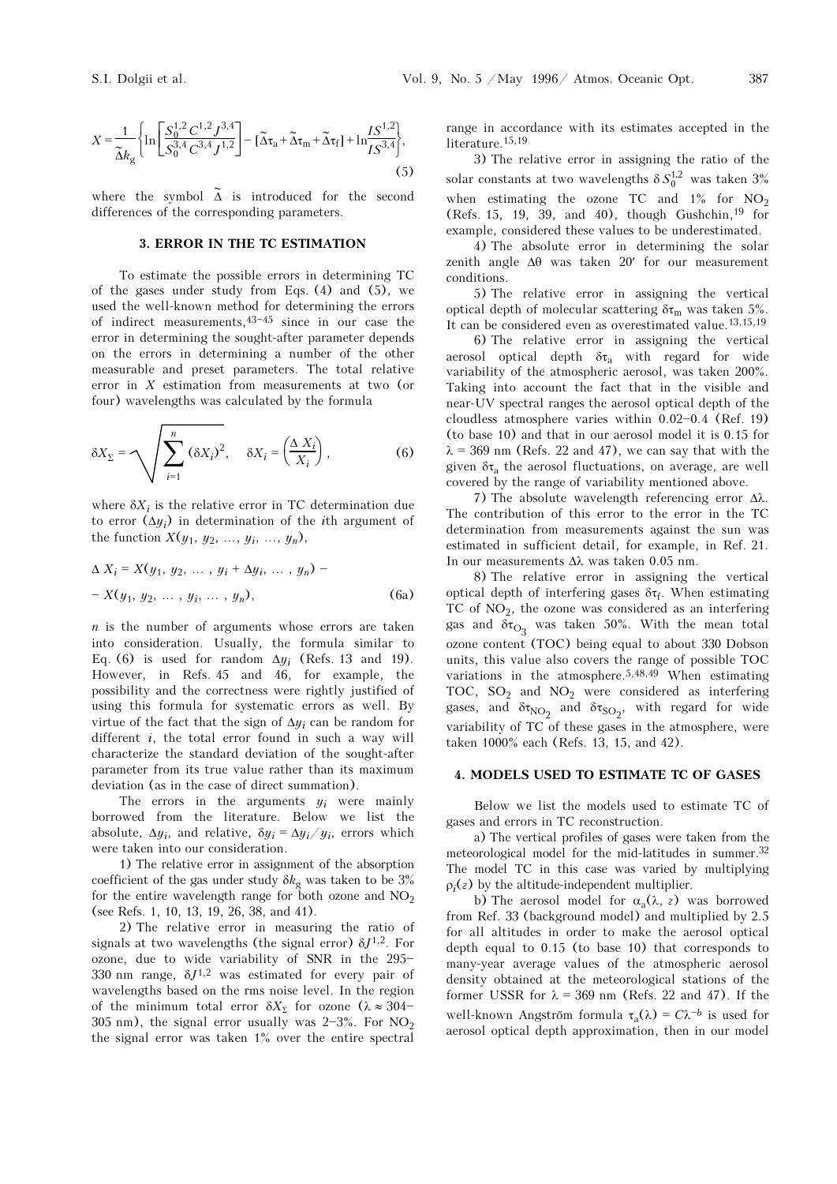$$X = \frac{1}{\tilde{\Delta} k_g} \left\{ \ln \left[ \frac{S_0^{1,2} C^{1,2} J^{3,4}}{S_0^{3,4} C^{3,4} J^{1,2}} \right] - [\tilde{\Delta}\tau_a + \tilde{\Delta}\tau_m + \tilde{\Delta}\tau_f] + \ln \frac{IS^{1,2}}{IS^{3,4}} \right\}, \quad (5)$$

where the symbol $\tilde{\Delta}$ is introduced for the second differences of the corresponding parameters.

## 3. ERROR IN THE TC ESTIMATION

To estimate the possible errors in determining TC of the gases under study from Eqs. (4) and (5), we used the well-known method for determining the errors of indirect measurements,[43–45] since in our case the error in determining the sought-after parameter depends on the errors in determining a number of the other measurable and preset parameters. The total relative error in $X$ estimation from measurements at two (or four) wavelengths was calculated by the formula

$$\delta X_\Sigma = \sqrt{\sum_{i=1}^{n} (\delta X_i)^2}, \quad \delta X_i = \left( \frac{\Delta X_i}{X_i} \right), \quad (6)$$

where $\delta X_i$ is the relative error in TC determination due to error $(\Delta y_i)$ in determination of the $i$th argument of the function $X(y_1, y_2, \ldots, y_i, \ldots, y_n)$,

$$\Delta X_i = X(y_1, y_2, \ldots, y_i + \Delta y_i, \ldots, y_n) - X(y_1, y_2, \ldots, y_i, \ldots, y_n), \quad (6a)$$

$n$ is the number of arguments whose errors are taken into consideration. Usually, the formula similar to Eq. (6) is used for random $\Delta y_i$ (Refs. 13 and 19). However, in Refs. 45 and 46, for example, the possibility and the correctness were rightly justified of using this formula for systematic errors as well. By virtue of the fact that the sign of $\Delta y_i$ can be random for different $i$, the total error found in such a way will characterize the standard deviation of the sought-after parameter from its true value rather than its maximum deviation (as in the case of direct summation).

The errors in the arguments $y_i$ were mainly borrowed from the literature. Below we list the absolute, $\Delta y_i$, and relative, $\delta y_i = \Delta y_i / y_i$, errors which were taken into our consideration.

1) The relative error in assignment of the absorption coefficient of the gas under study $\delta k_g$ was taken to be 3% for the entire wavelength range for both ozone and $NO_2$ (see Refs. 1, 10, 13, 19, 26, 38, and 41).

2) The relative error in measuring the ratio of signals at two wavelengths (the signal error) $\delta J^{1,2}$. For ozone, due to wide variability of SNR in the 295–330 nm range, $\delta J^{1,2}$ was estimated for every pair of wavelengths based on the rms noise level. In the region of the minimum total error $\delta X_\Sigma$ for ozone ($\lambda \approx 304$–305 nm), the signal error usually was 2–3%. For $NO_2$ the signal error was taken 1% over the entire spectral range in accordance with its estimates accepted in the literature.[15,19]

3) The relative error in assigning the ratio of the solar constants at two wavelengths $\delta S_0^{1,2}$ was taken 3% when estimating the ozone TC and 1% for $NO_2$ (Refs. 15, 19, 39, and 40), though Gushchin,[19] for example, considered these values to be underestimated.

4) The absolute error in determining the solar zenith angle $\Delta\theta$ was taken 20′ for our measurement conditions.

5) The relative error in assigning the vertical optical depth of molecular scattering $\delta\tau_m$ was taken 5%. It can be considered even as overestimated value.[13,15,19]

6) The relative error in assigning the vertical aerosol optical depth $\delta\tau_a$ with regard for wide variability of the atmospheric aerosol, was taken 200%. Taking into account the fact that in the visible and near-UV spectral ranges the aerosol optical depth of the cloudless atmosphere varies within 0.02–0.4 (Ref. 19) (to base 10) and that in our aerosol model it is 0.15 for $\lambda = 369$ nm (Refs. 22 and 47), we can say that with the given $\delta\tau_a$ the aerosol fluctuations, on average, are well covered by the range of variability mentioned above.

7) The absolute wavelength referencing error $\Delta\lambda$. The contribution of this error to the error in the TC determination from measurements against the sun was estimated in sufficient detail, for example, in Ref. 21. In our measurements $\Delta\lambda$ was taken 0.05 nm.

8) The relative error in assigning the vertical optical depth of interfering gases $\delta\tau_f$. When estimating TC of $NO_2$, the ozone was considered as an interfering gas and $\delta\tau_{O_3}$ was taken 50%. With the mean total ozone content (TOC) being equal to about 330 Dobson units, this value also covers the range of possible TOC variations in the atmosphere.[5,48,49] When estimating TOC, $SO_2$ and $NO_2$ were considered as interfering gases, and $\delta\tau_{NO_2}$ and $\delta\tau_{SO_2}$, with regard for wide variability of TC of these gases in the atmosphere, were taken 1000% each (Refs. 13, 15, and 42).

## 4. MODELS USED TO ESTIMATE TC OF GASES

Below we list the models used to estimate TC of gases and errors in TC reconstruction.

a) The vertical profiles of gases were taken from the meteorological model for the mid-latitudes in summer.[32] The model TC in this case was varied by multiplying $\rho_i(z)$ by the altitude-independent multiplier.

b) The aerosol model for $\alpha_a(\lambda, z)$ was borrowed from Ref. 33 (background model) and multiplied by 2.5 for all altitudes in order to make the aerosol optical depth equal to 0.15 (to base 10) that corresponds to many-year average values of the atmospheric aerosol density obtained at the meteorological stations of the former USSR for $\lambda = 369$ nm (Refs. 22 and 47). If the well-known Angström formula $\tau_a(\lambda) = C\lambda^{-b}$ is used for aerosol optical depth approximation, then in our model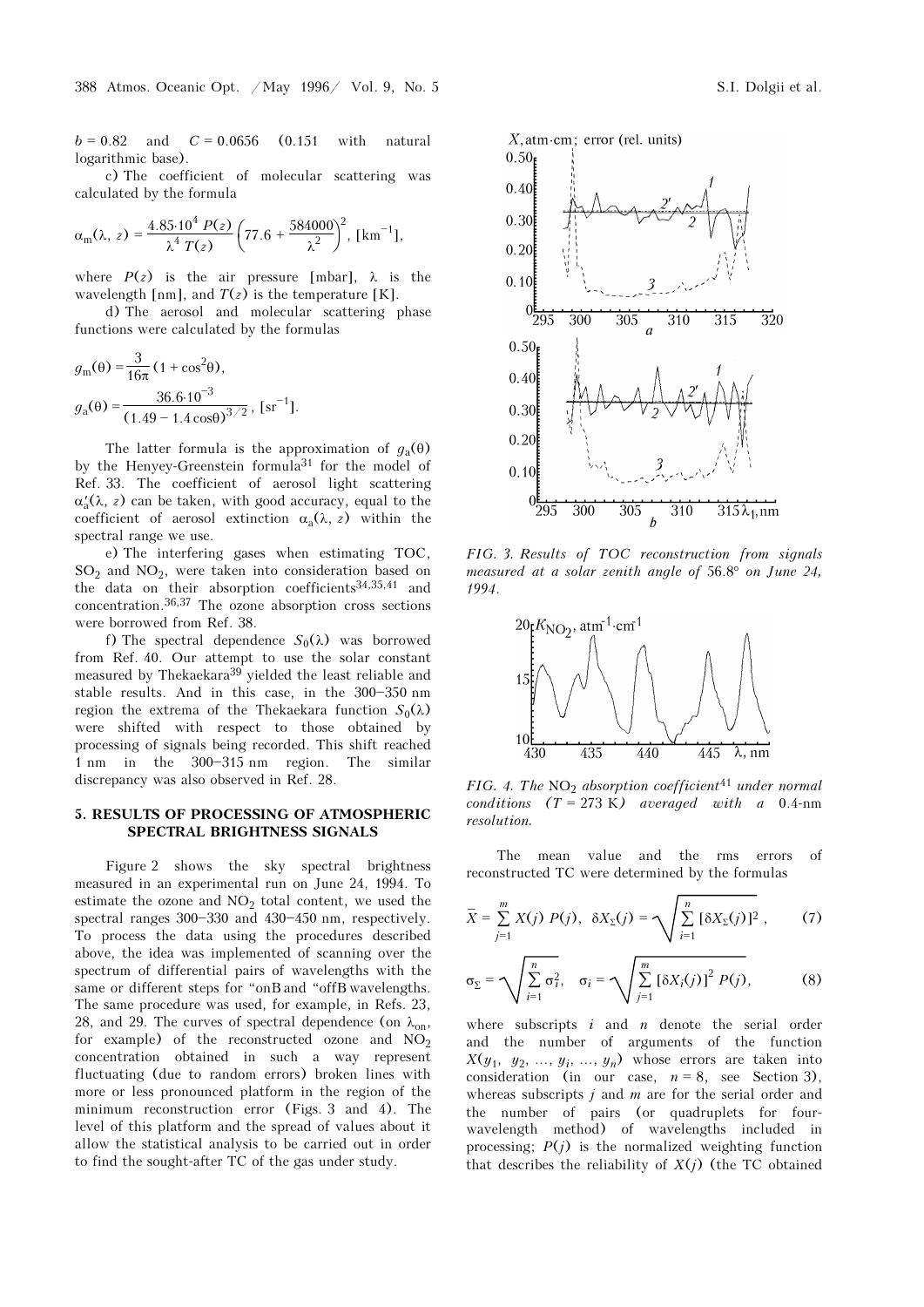$b = 0.82$ and $C = 0.0656$ (0.151 with natural logarithmic base).

c) The coefficient of molecular scattering was calculated by the formula

$$\alpha_m(\lambda, z) = \frac{4.85 \cdot 10^4 \, P(z)}{\lambda^4 \, T(z)} \left(77.6 + \frac{584000}{\lambda^2}\right)^2, \ [\text{km}^{-1}],$$

where $P(z)$ is the air pressure [mbar], $\lambda$ is the wavelength [nm], and $T(z)$ is the temperature [K].

d) The aerosol and molecular scattering phase functions were calculated by the formulas

$$g_m(\theta) = \frac{3}{16\pi}(1 + \cos^2\theta),$$

$$g_a(\theta) = \frac{36.6 \cdot 10^{-3}}{(1.49 - 1.4\cos\theta)^{3/2}}, \ [\text{sr}^{-1}].$$

The latter formula is the approximation of $g_a(\theta)$ by the Henyey-Greenstein formula[31] for the model of Ref. 33. The coefficient of aerosol light scattering $\alpha'_a(\lambda, z)$ can be taken, with good accuracy, equal to the coefficient of aerosol extinction $\alpha_a(\lambda, z)$ within the spectral range we use.

e) The interfering gases when estimating TOC, $SO_2$ and $NO_2$, were taken into consideration based on the data on their absorption coefficients[34,35,41] and concentration.[36,37] The ozone absorption cross sections were borrowed from Ref. 38.

f) The spectral dependence $S_0(\lambda)$ was borrowed from Ref. 40. Our attempt to use the solar constant measured by Thekaekara[39] yielded the least reliable and stable results. And in this case, in the 300–350 nm region the extrema of the Thekaekara function $S_0(\lambda)$ were shifted with respect to those obtained by processing of signals being recorded. This shift reached 1 nm in the 300–315 nm region. The similar discrepancy was also observed in Ref. 28.

## 5. RESULTS OF PROCESSING OF ATMOSPHERIC SPECTRAL BRIGHTNESS SIGNALS

Figure 2 shows the sky spectral brightness measured in an experimental run on June 24, 1994. To estimate the ozone and $NO_2$ total content, we used the spectral ranges 300–330 and 430–450 nm, respectively. To process the data using the procedures described above, the idea was implemented of scanning over the spectrum of differential pairs of wavelengths with the same or different steps for "on" and "off" wavelengths. The same procedure was used, for example, in Refs. 23, 28, and 29. The curves of spectral dependence (on $\lambda_{on}$, for example) of the reconstructed ozone and $NO_2$ concentration obtained in such a way represent fluctuating (due to random errors) broken lines with more or less pronounced platform in the region of the minimum reconstruction error (Figs. 3 and 4). The level of this platform and the spread of values about it allow the statistical analysis to be carried out in order to find the sought-after TC of the gas under study.

*FIG. 3. Results of TOC reconstruction from signals measured at a solar zenith angle of 56.8° on June 24, 1994.*

*FIG. 4. The $NO_2$ absorption coefficient[41] under normal conditions ($T = 273$ K) averaged with a 0.4-nm resolution.*

The mean value and the rms errors of reconstructed TC were determined by the formulas

$$\bar{X} = \sum_{j=1}^{m} X(j)\, P(j), \quad \delta X_\Sigma(j) = \sqrt{\sum_{i=1}^{n} [\delta X_\Sigma(j)]^2}\,, \qquad (7)$$

$$\sigma_\Sigma = \sqrt{\sum_{i=1}^{n} \sigma_i^2}, \quad \sigma_i = \sqrt{\sum_{j=1}^{m} [\delta X_i(j)]^2 \, P(j)}, \qquad (8)$$

where subscripts $i$ and $n$ denote the serial order and the number of arguments of the function $X(y_1, y_2, \ldots, y_i, \ldots, y_n)$ whose errors are taken into consideration (in our case, $n = 8$, see Section 3), whereas subscripts $j$ and $m$ are for the serial order and the number of pairs (or quadruplets for four-wavelength method) of wavelengths included in processing; $P(j)$ is the normalized weighting function that describes the reliability of $X(j)$ (the TC obtained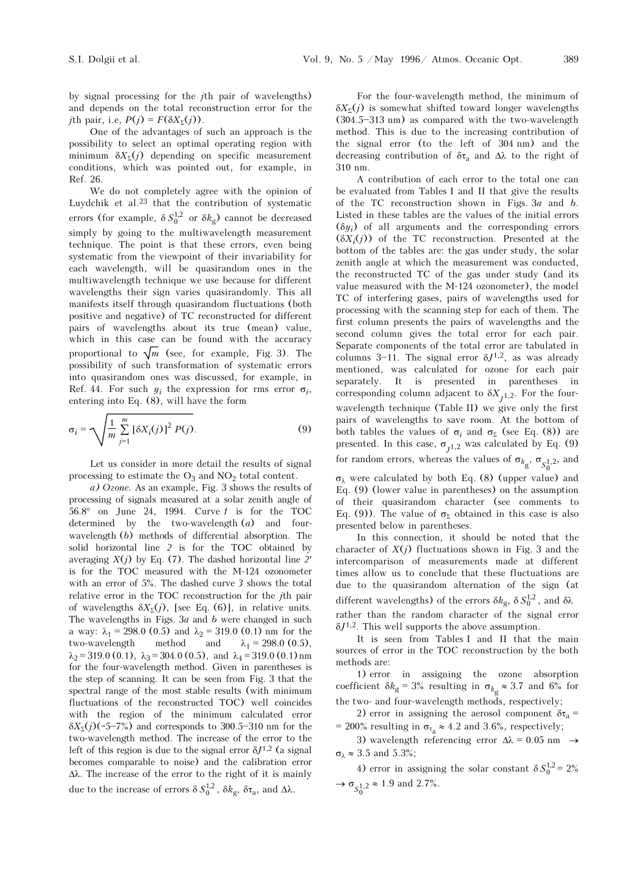by signal processing for the $j$th pair of wavelengths) and depends on the total reconstruction error for the $j$th pair, i.e, $P(j) = F(\delta X_\Sigma(j))$.

One of the advantages of such an approach is the possibility to select an optimal operating region with minimum $\delta X_\Sigma(j)$ depending on specific measurement conditions, which was pointed out, for example, in Ref. 26.

We do not completely agree with the opinion of Luydchik et al.[23] that the contribution of systematic errors (for example, $\delta S_0^{1,2}$ or $\delta k_g$) cannot be decreased simply by going to the multiwavelength measurement technique. The point is that these errors, even being systematic from the viewpoint of their invariability for each wavelength, will be quasirandom ones in the multiwavelength technique we use because for different wavelengths their sign varies quasirandomly. This all manifests itself through quasirandom fluctuations (both positive and negative) of TC reconstructed for different pairs of wavelengths about its true (mean) value, which in this case can be found with the accuracy proportional to $\sqrt{m}$ (see, for example, Fig. 3). The possibility of such transformation of systematic errors into quasirandom ones was discussed, for example, in Ref. 44. For such $y_i$ the expression for rms error $\sigma_i$, entering into Eq. (8), will have the form

$$\sigma_i = \sqrt{\frac{1}{m}\sum_{j=1}^{m}[\delta X_i(j)]^2\,P(j)}. \qquad (9)$$

Let us consider in more detail the results of signal processing to estimate the $O_3$ and $NO_2$ total content.

*a) Ozone.* As an example, Fig. 3 shows the results of processing of signals measured at a solar zenith angle of 56.8° on June 24, 1994. Curve *1* is for the TOC determined by the two-wavelength (*a*) and four-wavelength (*b*) methods of differential absorption. The solid horizontal line *2* is for the TOC obtained by averaging $X(j)$ by Eq. (7). The dashed horizontal line *2′* is for the TOC measured with the M-124 ozonometer with an error of 5%. The dashed curve *3* shows the total relative error in the TOC reconstruction for the $j$th pair of wavelengths $\delta X_\Sigma(j)$, [see Eq. (6)], in relative units. The wavelengths in Figs. 3*a* and *b* were changed in such a way: $\lambda_1 = 298.0$ (0.5) and $\lambda_2 = 319.0$ (0.1) nm for the two-wavelength method and $\lambda_1 = 298.0$ (0.5), $\lambda_2 = 319.0$ (0.1), $\lambda_3 = 304.0$ (0.5), and $\lambda_4 = 319.0$ (0.1) nm for the four-wavelength method. Given in parentheses is the step of scanning. It can be seen from Fig. 3 that the spectral range of the most stable results (with minimum fluctuations of the reconstructed TOC) well coincides with the region of the minimum calculated error $\delta X_\Sigma(j)$(~5–7%) and corresponds to 300.5–310 nm for the two-wavelength method. The increase of the error to the left of this region is due to the signal error $\delta J^{1,2}$ (a signal becomes comparable to noise) and the calibration error $\Delta\lambda$. The increase of the error to the right of it is mainly due to the increase of errors $\delta S_0^{1,2}$, $\delta k_g$, $\delta\tau_a$, and $\Delta\lambda$.

For the four-wavelength method, the minimum of $\delta X_\Sigma(j)$ is somewhat shifted toward longer wavelengths (304.5–313 nm) as compared with the two-wavelength method. This is due to the increasing contribution of the signal error (to the left of 304 nm) and the decreasing contribution of $\delta\tau_a$ and $\Delta\lambda$ to the right of 310 nm.

A contribution of each error to the total one can be evaluated from Tables I and II that give the results of the TC reconstruction shown in Figs. 3*a* and *b*. Listed in these tables are the values of the initial errors ($\delta y_i$) of all arguments and the corresponding errors ($\delta X_i(j)$) of the TC reconstruction. Presented at the bottom of the tables are: the gas under study, the solar zenith angle at which the measurement was conducted, the reconstructed TC of the gas under study (and its value measured with the M-124 ozonometer), the model TC of interfering gases, pairs of wavelengths used for processing with the scanning step for each of them. The first column presents the pairs of wavelengths and the second column gives the total error for each pair. Separate components of the total error are tabulated in columns 3–11. The signal error $\delta J^{1,2}$, as was already mentioned, was calculated for ozone for each pair separately. It is presented in parentheses in corresponding column adjacent to $\delta X_{J^{1,2}}$. For the four-wavelength technique (Table II) we give only the first pairs of wavelengths to save room. At the bottom of both tables the values of $\sigma_i$ and $\sigma_\Sigma$ (see Eq. (8)) are presented. In this case, $\sigma_{J^{1,2}}$ was calculated by Eq. (9) for random errors, whereas the values of $\sigma_{k_g}$, $\sigma_{S_0^{1,2}}$, and $\sigma_\lambda$ were calculated by both Eq. (8) (upper value) and Eq. (9) (lower value in parentheses) on the assumption of their quasirandom character (see comments to Eq. (9)). The value of $\sigma_\Sigma$ obtained in this case is also presented below in parentheses.

In this connection, it should be noted that the character of $X(j)$ fluctuations shown in Fig. 3 and the intercomparison of measurements made at different times allow us to conclude that these fluctuations are due to the quasirandom alternation of the sign (at different wavelengths) of the errors $\delta k_g$, $\delta S_0^{1,2}$, and $\delta\lambda$ rather than the random character of the signal error $\delta J^{1,2}$. This well supports the above assumption.

It is seen from Tables I and II that the main sources of error in the TOC reconstruction by the both methods are:

1) error in assigning the ozone absorption coefficient $\delta k_g = 3\%$ resulting in $\sigma_{k_g} \approx 3.7$ and 6% for the two- and four-wavelength methods, respectively;

2) error in assigning the aerosol component $\delta\tau_a = 200\%$ resulting in $\sigma_{\tau_a} \approx 4.2$ and 3.6%, respectively;

3) wavelength referencing error $\Delta\lambda = 0.05$ nm $\rightarrow \sigma_\lambda \approx 3.5$ and 5.3%;

4) error in assigning the solar constant $\delta S_0^{1,2} = 2\%$ $\rightarrow \sigma_{S_0^{1,2}} \approx 1.9$ and 2.7%.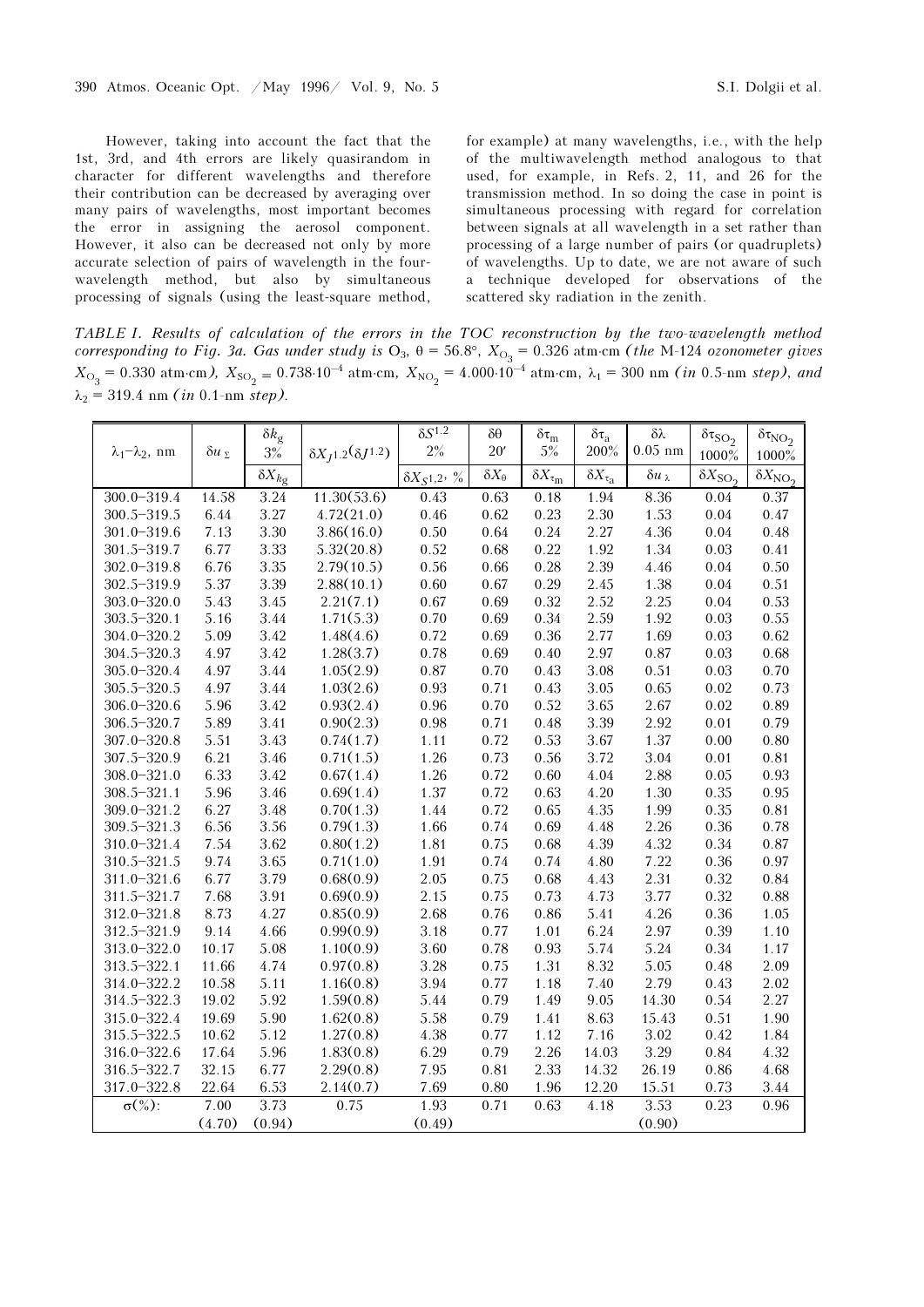However, taking into account the fact that the 1st, 3rd, and 4th errors are likely quasirandom in character for different wavelengths and therefore their contribution can be decreased by averaging over many pairs of wavelengths, most important becomes the error in assigning the aerosol component. However, it also can be decreased not only by more accurate selection of pairs of wavelength in the four-wavelength method, but also by simultaneous processing of signals (using the least-square method, for example) at many wavelengths, i.e., with the help of the multiwavelength method analogous to that used, for example, in Refs. 2, 11, and 26 for the transmission method. In so doing the case in point is simultaneous processing with regard for correlation between signals at all wavelength in a set rather than processing of a large number of pairs (or quadruplets) of wavelengths. Up to date, we are not aware of such a technique developed for observations of the scattered sky radiation in the zenith.

*TABLE I. Results of calculation of the errors in the TOC reconstruction by the two-wavelength method corresponding to Fig. 3a. Gas under study is $O_3$, $\theta = 56.8°$, $X_{O_3} = 0.326$ atm·cm (the M-124 ozonometer gives $X_{O_3} = 0.330$ atm·cm), $X_{SO_2} = 0.738 \cdot 10^{-4}$ atm·cm, $X_{NO_2} = 4.000 \cdot 10^{-4}$ atm·cm, $\lambda_1 = 300$ nm (in 0.5-nm step), and $\lambda_2 = 319.4$ nm (in 0.1-nm step).*

| $\lambda_1$–$\lambda_2$, nm | $\delta u_\Sigma$ | $\delta k_g$ 3% | $\delta X_{J^{1.2}}(\delta J^{1.2})$ | $\delta S^{1.2}$ 2% | $\delta\theta$ 20′ | $\delta\tau_m$ 5% | $\delta\tau_a$ 200% | $\delta\lambda$ 0.05 nm | $\delta\tau_{SO_2}$ 1000% | $\delta\tau_{NO_2}$ 1000% |
|---|---|---|---|---|---|---|---|---|---|---|
| | | $\delta X_{k_g}$ | | $\delta X_{S^{1.2}}$, % | $\delta X_\theta$ | $\delta X_{\tau_m}$ | $\delta X_{\tau_a}$ | $\delta u_\lambda$ | $\delta X_{SO_2}$ | $\delta X_{NO_2}$ |
| 300.0–319.4 | 14.58 | 3.24 | 11.30(53.6) | 0.43 | 0.63 | 0.18 | 1.94 | 8.36 | 0.04 | 0.37 |
| 300.5–319.5 | 6.44 | 3.27 | 4.72(21.0) | 0.46 | 0.62 | 0.23 | 2.30 | 1.53 | 0.04 | 0.47 |
| 301.0–319.6 | 7.13 | 3.30 | 3.86(16.0) | 0.50 | 0.64 | 0.24 | 2.27 | 4.36 | 0.04 | 0.48 |
| 301.5–319.7 | 6.77 | 3.33 | 5.32(20.8) | 0.52 | 0.68 | 0.22 | 1.92 | 1.34 | 0.03 | 0.41 |
| 302.0–319.8 | 6.76 | 3.35 | 2.79(10.5) | 0.56 | 0.66 | 0.28 | 2.39 | 4.46 | 0.04 | 0.50 |
| 302.5–319.9 | 5.37 | 3.39 | 2.88(10.1) | 0.60 | 0.67 | 0.29 | 2.45 | 1.38 | 0.04 | 0.51 |
| 303.0–320.0 | 5.43 | 3.45 | 2.21(7.1) | 0.67 | 0.69 | 0.32 | 2.52 | 2.25 | 0.04 | 0.53 |
| 303.5–320.1 | 5.16 | 3.44 | 1.71(5.3) | 0.70 | 0.69 | 0.34 | 2.59 | 1.92 | 0.03 | 0.55 |
| 304.0–320.2 | 5.09 | 3.42 | 1.48(4.6) | 0.72 | 0.69 | 0.36 | 2.77 | 1.69 | 0.03 | 0.62 |
| 304.5–320.3 | 4.97 | 3.42 | 1.28(3.7) | 0.78 | 0.69 | 0.40 | 2.97 | 0.87 | 0.03 | 0.68 |
| 305.0–320.4 | 4.97 | 3.44 | 1.05(2.9) | 0.87 | 0.70 | 0.43 | 3.08 | 0.51 | 0.03 | 0.70 |
| 305.5–320.5 | 4.97 | 3.44 | 1.03(2.6) | 0.93 | 0.71 | 0.43 | 3.05 | 0.65 | 0.02 | 0.73 |
| 306.0–320.6 | 5.96 | 3.42 | 0.93(2.4) | 0.96 | 0.70 | 0.52 | 3.65 | 2.67 | 0.02 | 0.89 |
| 306.5–320.7 | 5.89 | 3.41 | 0.90(2.3) | 0.98 | 0.71 | 0.48 | 3.39 | 2.92 | 0.01 | 0.79 |
| 307.0–320.8 | 5.51 | 3.43 | 0.74(1.7) | 1.11 | 0.72 | 0.53 | 3.67 | 1.37 | 0.00 | 0.80 |
| 307.5–320.9 | 6.21 | 3.46 | 0.71(1.5) | 1.26 | 0.73 | 0.56 | 3.72 | 3.04 | 0.01 | 0.81 |
| 308.0–321.0 | 6.33 | 3.42 | 0.67(1.4) | 1.26 | 0.72 | 0.60 | 4.04 | 2.88 | 0.05 | 0.93 |
| 308.5–321.1 | 5.96 | 3.46 | 0.69(1.4) | 1.37 | 0.72 | 0.63 | 4.20 | 1.30 | 0.35 | 0.95 |
| 309.0–321.2 | 6.27 | 3.48 | 0.70(1.3) | 1.44 | 0.72 | 0.65 | 4.35 | 1.99 | 0.35 | 0.81 |
| 309.5–321.3 | 6.56 | 3.56 | 0.79(1.3) | 1.66 | 0.74 | 0.69 | 4.48 | 2.26 | 0.36 | 0.78 |
| 310.0–321.4 | 7.54 | 3.62 | 0.80(1.2) | 1.81 | 0.75 | 0.68 | 4.39 | 4.32 | 0.34 | 0.87 |
| 310.5–321.5 | 9.74 | 3.65 | 0.71(1.0) | 1.91 | 0.74 | 0.74 | 4.80 | 7.22 | 0.36 | 0.97 |
| 311.0–321.6 | 6.77 | 3.79 | 0.68(0.9) | 2.05 | 0.75 | 0.68 | 4.43 | 2.31 | 0.32 | 0.84 |
| 311.5–321.7 | 7.68 | 3.91 | 0.69(0.9) | 2.15 | 0.75 | 0.73 | 4.73 | 3.77 | 0.32 | 0.88 |
| 312.0–321.8 | 8.73 | 4.27 | 0.85(0.9) | 2.68 | 0.76 | 0.86 | 5.41 | 4.26 | 0.36 | 1.05 |
| 312.5–321.9 | 9.14 | 4.66 | 0.99(0.9) | 3.18 | 0.77 | 1.01 | 6.24 | 2.97 | 0.39 | 1.10 |
| 313.0–322.0 | 10.17 | 5.08 | 1.10(0.9) | 3.60 | 0.78 | 0.93 | 5.74 | 5.24 | 0.34 | 1.17 |
| 313.5–322.1 | 11.66 | 4.74 | 0.97(0.8) | 3.28 | 0.75 | 1.31 | 8.32 | 5.05 | 0.48 | 2.09 |
| 314.0–322.2 | 10.58 | 5.11 | 1.16(0.8) | 3.94 | 0.77 | 1.18 | 7.40 | 2.79 | 0.43 | 2.02 |
| 314.5–322.3 | 19.02 | 5.92 | 1.59(0.8) | 5.44 | 0.79 | 1.49 | 9.05 | 14.30 | 0.54 | 2.27 |
| 315.0–322.4 | 19.69 | 5.90 | 1.62(0.8) | 5.58 | 0.79 | 1.41 | 8.63 | 15.43 | 0.51 | 1.90 |
| 315.5–322.5 | 10.62 | 5.12 | 1.27(0.8) | 4.38 | 0.77 | 1.12 | 7.16 | 3.02 | 0.42 | 1.84 |
| 316.0–322.6 | 17.64 | 5.96 | 1.83(0.8) | 6.29 | 0.79 | 2.26 | 14.03 | 3.29 | 0.84 | 4.32 |
| 316.5–322.7 | 32.15 | 6.77 | 2.29(0.8) | 7.95 | 0.81 | 2.33 | 14.32 | 26.19 | 0.86 | 4.68 |
| 317.0–322.8 | 22.64 | 6.53 | 2.14(0.7) | 7.69 | 0.80 | 1.96 | 12.20 | 15.51 | 0.73 | 3.44 |
| $\sigma$(%): | 7.00 | 3.73 | 0.75 | 1.93 | 0.71 | 0.63 | 4.18 | 3.53 | 0.23 | 0.96 |
| | (4.70) | (0.94) | | (0.49) | | | | (0.90) | | |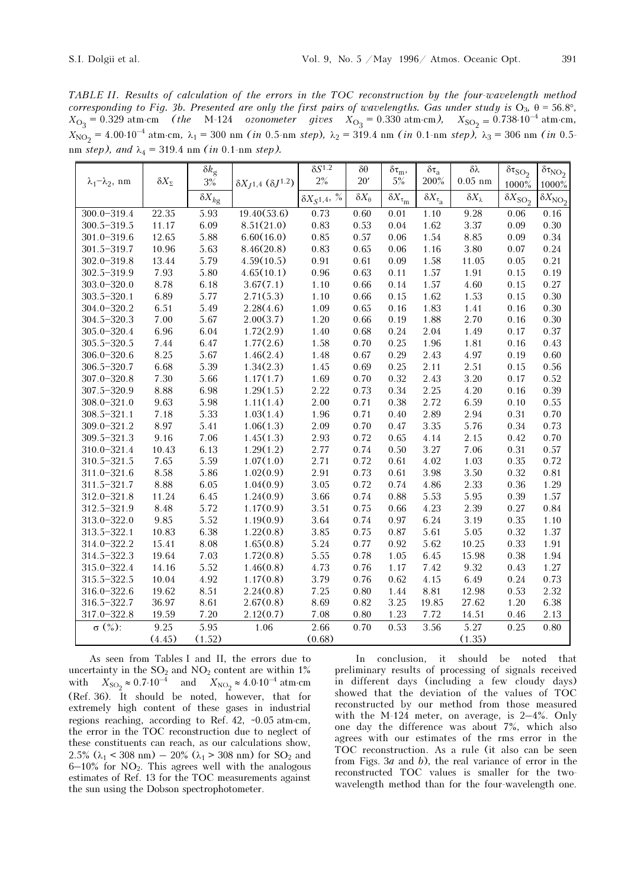*TABLE II. Results of calculation of the errors in the TOC reconstruction by the four-wavelength method corresponding to Fig. 3b. Presented are only the first pairs of wavelengths. Gas under study is $O_3$, θ = 56.8°, $X_{O_3}$ = 0.329 atm·cm (the M-124 ozonometer gives $X_{O_3}$ = 0.330 atm·cm), $X_{SO_2}$ = 0.738·10$^{-4}$ atm·cm, $X_{NO_2}$ = 4.00·10$^{-4}$ atm·cm, $\lambda_1$ = 300 nm (in 0.5-nm step), $\lambda_2$ = 319.4 nm (in 0.1-nm step), $\lambda_3$ = 306 nm (in 0.5-nm step), and $\lambda_4$ = 319.4 nm (in 0.1-nm step).*

| $\lambda_1$–$\lambda_2$, nm | $\delta X_\Sigma$ | $\delta k_g$ 3% | $\delta X_{J1,4}$ ($\delta J^{1.2}$) | $\delta S^{1.2}$ 2% | $\delta\theta$ 20′ | $\delta\tau_m$, 5% | $\delta\tau_a$ 200% | $\delta\lambda$ 0.05 nm | $\delta\tau_{SO_2}$ 1000% | $\delta\tau_{NO_2}$ 1000% |
|---|---|---|---|---|---|---|---|---|---|---|
| | | $\delta X_{kg}$ | | $\delta X_{S1,4}$, % | $\delta X_\theta$ | $\delta X_{\tau_m}$ | $\delta X_{\tau_a}$ | $\delta X_\lambda$ | $\delta X_{SO_2}$ | $\delta X_{NO_2}$ |
| 300.0–319.4 | 22.35 | 5.93 | 19.40(53.6) | 0.73 | 0.60 | 0.01 | 1.10 | 9.28 | 0.06 | 0.16 |
| 300.5–319.5 | 11.17 | 6.09 | 8.51(21.0) | 0.83 | 0.53 | 0.04 | 1.62 | 3.37 | 0.09 | 0.30 |
| 301.0–319.6 | 12.65 | 5.88 | 6.60(16.0) | 0.85 | 0.57 | 0.06 | 1.54 | 8.85 | 0.09 | 0.34 |
| 301.5–319.7 | 10.96 | 5.63 | 8.46(20.8) | 0.83 | 0.65 | 0.06 | 1.16 | 3.80 | 0.07 | 0.24 |
| 302.0–319.8 | 13.44 | 5.79 | 4.59(10.5) | 0.91 | 0.61 | 0.09 | 1.58 | 11.05 | 0.05 | 0.21 |
| 302.5–319.9 | 7.93 | 5.80 | 4.65(10.1) | 0.96 | 0.63 | 0.11 | 1.57 | 1.91 | 0.15 | 0.19 |
| 303.0–320.0 | 8.78 | 6.18 | 3.67(7.1) | 1.10 | 0.66 | 0.14 | 1.57 | 4.60 | 0.15 | 0.27 |
| 303.5–320.1 | 6.89 | 5.77 | 2.71(5.3) | 1.10 | 0.66 | 0.15 | 1.62 | 1.53 | 0.15 | 0.30 |
| 304.0–320.2 | 6.51 | 5.49 | 2.28(4.6) | 1.09 | 0.65 | 0.16 | 1.83 | 1.41 | 0.16 | 0.30 |
| 304.5–320.3 | 7.00 | 5.67 | 2.00(3.7) | 1.20 | 0.66 | 0.19 | 1.88 | 2.70 | 0.16 | 0.30 |
| 305.0–320.4 | 6.96 | 6.04 | 1.72(2.9) | 1.40 | 0.68 | 0.24 | 2.04 | 1.49 | 0.17 | 0.37 |
| 305.5–320.5 | 7.44 | 6.47 | 1.77(2.6) | 1.58 | 0.70 | 0.25 | 1.96 | 1.81 | 0.16 | 0.43 |
| 306.0–320.6 | 8.25 | 5.67 | 1.46(2.4) | 1.48 | 0.67 | 0.29 | 2.43 | 4.97 | 0.19 | 0.60 |
| 306.5–320.7 | 6.68 | 5.39 | 1.34(2.3) | 1.45 | 0.69 | 0.25 | 2.11 | 2.51 | 0.15 | 0.56 |
| 307.0–320.8 | 7.30 | 5.66 | 1.17(1.7) | 1.69 | 0.70 | 0.32 | 2.43 | 3.20 | 0.17 | 0.52 |
| 307.5–320.9 | 8.88 | 6.98 | 1.29(1.5) | 2.22 | 0.73 | 0.34 | 2.25 | 4.20 | 0.16 | 0.39 |
| 308.0–321.0 | 9.63 | 5.98 | 1.11(1.4) | 2.00 | 0.71 | 0.38 | 2.72 | 6.59 | 0.10 | 0.55 |
| 308.5–321.1 | 7.18 | 5.33 | 1.03(1.4) | 1.96 | 0.71 | 0.40 | 2.89 | 2.94 | 0.31 | 0.70 |
| 309.0–321.2 | 8.97 | 5.41 | 1.06(1.3) | 2.09 | 0.70 | 0.47 | 3.35 | 5.76 | 0.34 | 0.73 |
| 309.5–321.3 | 9.16 | 7.06 | 1.45(1.3) | 2.93 | 0.72 | 0.65 | 4.14 | 2.15 | 0.42 | 0.70 |
| 310.0–321.4 | 10.43 | 6.13 | 1.29(1.2) | 2.77 | 0.74 | 0.50 | 3.27 | 7.06 | 0.31 | 0.57 |
| 310.5–321.5 | 7.65 | 5.59 | 1.07(1.0) | 2.71 | 0.72 | 0.61 | 4.02 | 1.03 | 0.35 | 0.72 |
| 311.0–321.6 | 8.58 | 5.86 | 1.02(0.9) | 2.91 | 0.73 | 0.61 | 3.98 | 3.50 | 0.32 | 0.81 |
| 311.5–321.7 | 8.88 | 6.05 | 1.04(0.9) | 3.05 | 0.72 | 0.74 | 4.86 | 2.33 | 0.36 | 1.29 |
| 312.0–321.8 | 11.24 | 6.45 | 1.24(0.9) | 3.66 | 0.74 | 0.88 | 5.53 | 5.95 | 0.39 | 1.57 |
| 312.5–321.9 | 8.48 | 5.72 | 1.17(0.9) | 3.51 | 0.75 | 0.66 | 4.23 | 2.39 | 0.27 | 0.84 |
| 313.0–322.0 | 9.85 | 5.52 | 1.19(0.9) | 3.64 | 0.74 | 0.97 | 6.24 | 3.19 | 0.35 | 1.10 |
| 313.5–322.1 | 10.83 | 6.38 | 1.22(0.8) | 3.85 | 0.75 | 0.87 | 5.61 | 5.05 | 0.32 | 1.37 |
| 314.0–322.2 | 15.41 | 8.08 | 1.65(0.8) | 5.24 | 0.77 | 0.92 | 5.62 | 10.25 | 0.33 | 1.91 |
| 314.5–322.3 | 19.64 | 7.03 | 1.72(0.8) | 5.55 | 0.78 | 1.05 | 6.45 | 15.98 | 0.38 | 1.94 |
| 315.0–322.4 | 14.16 | 5.52 | 1.46(0.8) | 4.73 | 0.76 | 1.17 | 7.42 | 9.32 | 0.43 | 1.27 |
| 315.5–322.5 | 10.04 | 4.92 | 1.17(0.8) | 3.79 | 0.76 | 0.62 | 4.15 | 6.49 | 0.24 | 0.73 |
| 316.0–322.6 | 19.62 | 8.51 | 2.24(0.8) | 7.25 | 0.80 | 1.44 | 8.81 | 12.98 | 0.53 | 2.32 |
| 316.5–322.7 | 36.97 | 8.61 | 2.67(0.8) | 8.69 | 0.82 | 3.25 | 19.85 | 27.62 | 1.20 | 6.38 |
| 317.0–322.8 | 19.59 | 7.20 | 2.12(0.7) | 7.08 | 0.80 | 1.23 | 7.72 | 14.51 | 0.46 | 2.13 |
| σ (%): | 9.25 (4.45) | 5.95 (1.52) | 1.06 | 2.66 (0.68) | 0.70 | 0.53 | 3.56 | 5.27 (1.35) | 0.25 | 0.80 |

As seen from Tables I and II, the errors due to uncertainty in the $SO_2$ and $NO_2$ content are within 1% with $X_{SO_2} \approx 0.7\cdot10^{-4}$ and $X_{NO_2} \approx 4.0\cdot10^{-4}$ atm·cm (Ref. 36). It should be noted, however, that for extremely high content of these gases in industrial regions reaching, according to Ref. 42, ~0.05 atm·cm, the error in the TOC reconstruction due to neglect of these constituents can reach, as our calculations show, 2.5% ($\lambda_1$ < 308 nm) – 20% ($\lambda_1$ > 308 nm) for $SO_2$ and 6–10% for $NO_2$. This agrees well with the analogous estimates of Ref. 13 for the TOC measurements against the sun using the Dobson spectrophotometer.

In conclusion, it should be noted that preliminary results of processing of signals received in different days (including a few cloudy days) showed that the deviation of the values of TOC reconstructed by our method from those measured with the M-124 meter, on average, is 2–4%. Only one day the difference was about 7%, which also agrees with our estimates of the rms error in the TOC reconstruction. As a rule (it also can be seen from Figs. 3*a* and *b*), the real variance of error in the reconstructed TOC values is smaller for the two-wavelength method than for the four-wavelength one.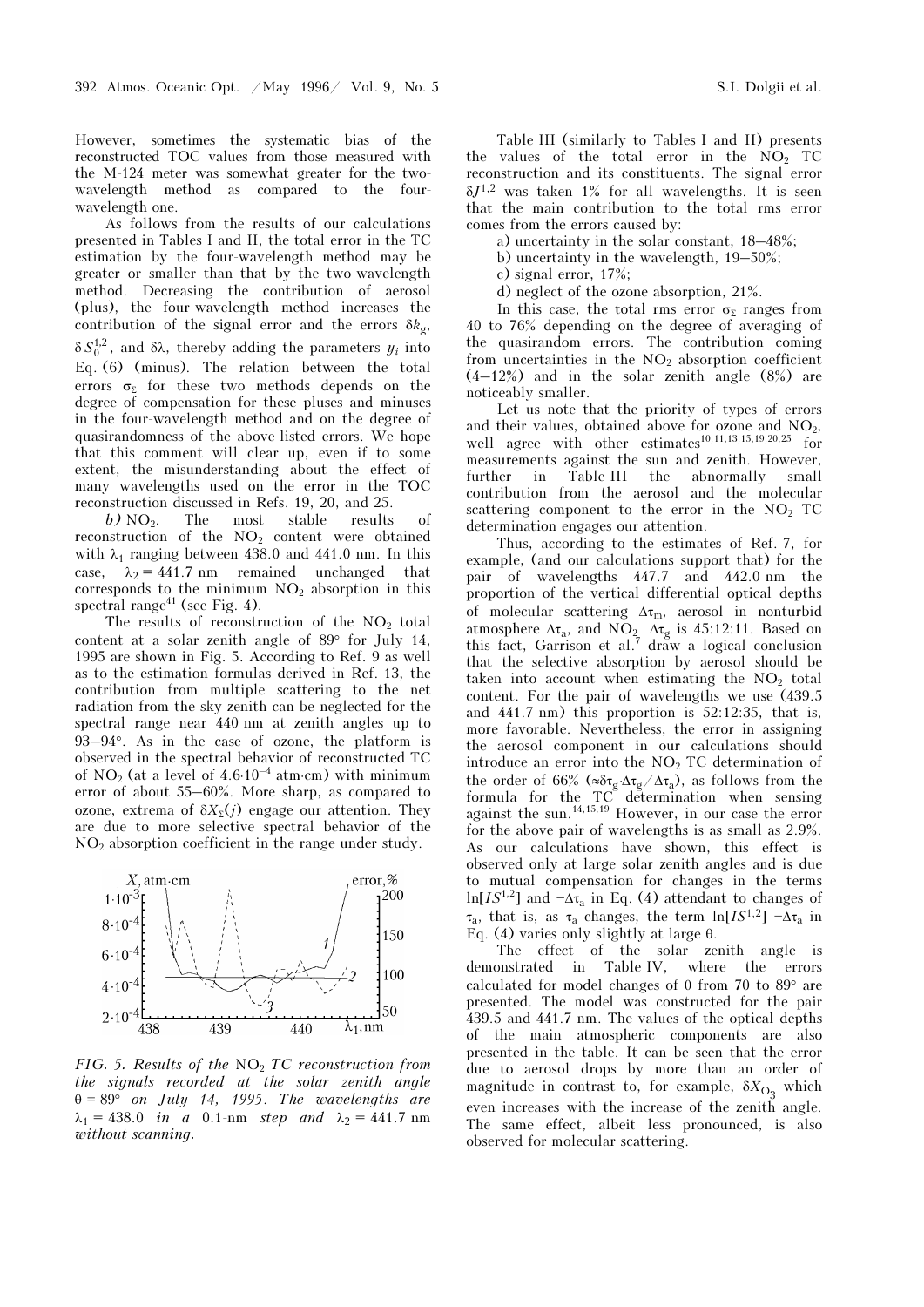However, sometimes the systematic bias of the reconstructed TOC values from those measured with the M-124 meter was somewhat greater for the two-wavelength method as compared to the four-wavelength one.

As follows from the results of our calculations presented in Tables I and II, the total error in the TC estimation by the four-wavelength method may be greater or smaller than that by the two-wavelength method. Decreasing the contribution of aerosol (plus), the four-wavelength method increases the contribution of the signal error and the errors $\delta k_g$, $\delta S_0^{1,2}$, and $\delta\lambda$, thereby adding the parameters $y_i$ into Eq. (6) (minus). The relation between the total errors $\sigma_\Sigma$ for these two methods depends on the degree of compensation for these pluses and minuses in the four-wavelength method and on the degree of quasirandomness of the above-listed errors. We hope that this comment will clear up, even if to some extent, the misunderstanding about the effect of many wavelengths used on the error in the TOC reconstruction discussed in Refs. 19, 20, and 25.

*b)* $NO_2$. The most stable results of reconstruction of the $NO_2$ content were obtained with $\lambda_1$ ranging between 438.0 and 441.0 nm. In this case, $\lambda_2 = 441.7$ nm remained unchanged that corresponds to the minimum $NO_2$ absorption in this spectral range[41] (see Fig. 4).

The results of reconstruction of the $NO_2$ total content at a solar zenith angle of 89° for July 14, 1995 are shown in Fig. 5. According to Ref. 9 as well as to the estimation formulas derived in Ref. 13, the contribution from multiple scattering to the net radiation from the sky zenith can be neglected for the spectral range near 440 nm at zenith angles up to 93–94°. As in the case of ozone, the platform is observed in the spectral behavior of reconstructed TC of $NO_2$ (at a level of $4.6\cdot10^{-4}$ atm·cm) with minimum error of about 55–60%. More sharp, as compared to ozone, extrema of $\delta X_\Sigma(j)$ engage our attention. They are due to more selective spectral behavior of the $NO_2$ absorption coefficient in the range under study.

*FIG. 5. Results of the $NO_2$ TC reconstruction from the signals recorded at the solar zenith angle $\theta = 89°$ on July 14, 1995. The wavelengths are $\lambda_1 = 438.0$ in a 0.1-nm step and $\lambda_2 = 441.7$ nm without scanning.*

Table III (similarly to Tables I and II) presents the values of the total error in the $NO_2$ TC reconstruction and its constituents. The signal error $\delta J^{1,2}$ was taken 1% for all wavelengths. It is seen that the main contribution to the total rms error comes from the errors caused by:

a) uncertainty in the solar constant, 18–48%;

b) uncertainty in the wavelength, 19–50%;

c) signal error, 17%;

d) neglect of the ozone absorption, 21%.

In this case, the total rms error $\sigma_\Sigma$ ranges from 40 to 76% depending on the degree of averaging of the quasirandom errors. The contribution coming from uncertainties in the $NO_2$ absorption coefficient (4–12%) and in the solar zenith angle (8%) are noticeably smaller.

Let us note that the priority of types of errors and their values, obtained above for ozone and $NO_2$, well agree with other estimates[10,11,13,15,19,20,25] for measurements against the sun and zenith. However, further in Table III the abnormally small contribution from the aerosol and the molecular scattering component to the error in the $NO_2$ TC determination engages our attention.

Thus, according to the estimates of Ref. 7, for example, (and our calculations support that) for the pair of wavelengths 447.7 and 442.0 nm the proportion of the vertical differential optical depths of molecular scattering $\Delta\tau_m$, aerosol in nonturbid atmosphere $\Delta\tau_a$, and $NO_2$ $\Delta\tau_g$ is 45:12:11. Based on this fact, Garrison et al.[7] draw a logical conclusion that the selective absorption by aerosol should be taken into account when estimating the $NO_2$ total content. For the pair of wavelengths we use (439.5 and 441.7 nm) this proportion is 52:12:35, that is, more favorable. Nevertheless, the error in assigning the aerosol component in our calculations should introduce an error into the $NO_2$ TC determination of the order of 66% ($\approx\delta\tau_g\cdot\Delta\tau_g/\Delta\tau_a$), as follows from the formula for the TC determination when sensing against the sun.[14,15,19] However, in our case the error for the above pair of wavelengths is as small as 2.9%. As our calculations have shown, this effect is observed only at large solar zenith angles and is due to mutual compensation for changes in the terms $\ln[IS^{1,2}]$ and $-\Delta\tau_a$ in Eq. (4) attendant to changes of $\tau_a$, that is, as $\tau_a$ changes, the term $\ln[IS^{1,2}] - \Delta\tau_a$ in Eq. (4) varies only slightly at large $\theta$.

The effect of the solar zenith angle is demonstrated in Table IV, where the errors calculated for model changes of $\theta$ from 70 to 89° are presented. The model was constructed for the pair 439.5 and 441.7 nm. The values of the optical depths of the main atmospheric components are also presented in the table. It can be seen that the error due to aerosol drops by more than an order of magnitude in contrast to, for example, $\delta X_{O_3}$ which even increases with the increase of the zenith angle. The same effect, albeit less pronounced, is also observed for molecular scattering.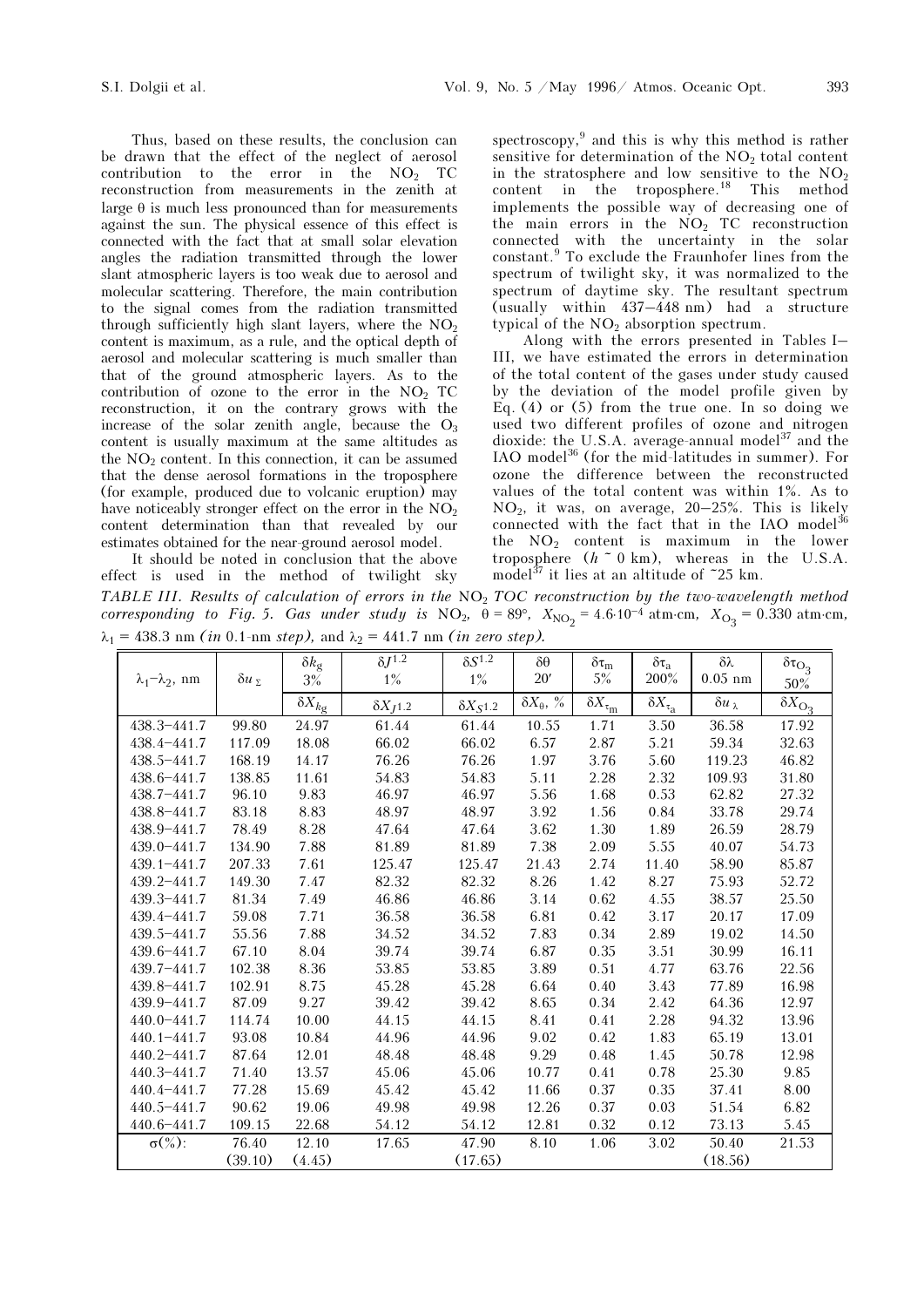Thus, based on these results, the conclusion can be drawn that the effect of the neglect of aerosol contribution to the error in the $NO_2$ TC reconstruction from measurements in the zenith at large θ is much less pronounced than for measurements against the sun. The physical essence of this effect is connected with the fact that at small solar elevation angles the radiation transmitted through the lower slant atmospheric layers is too weak due to aerosol and molecular scattering. Therefore, the main contribution to the signal comes from the radiation transmitted through sufficiently high slant layers, where the $NO_2$ content is maximum, as a rule, and the optical depth of aerosol and molecular scattering is much smaller than that of the ground atmospheric layers. As to the contribution of ozone to the error in the $NO_2$ TC reconstruction, it on the contrary grows with the increase of the solar zenith angle, because the $O_3$ content is usually maximum at the same altitudes as the $NO_2$ content. In this connection, it can be assumed that the dense aerosol formations in the troposphere (for example, produced due to volcanic eruption) may have noticeably stronger effect on the error in the $NO_2$ content determination than that revealed by our estimates obtained for the near-ground aerosol model.

It should be noted in conclusion that the above effect is used in the method of twilight sky spectroscopy,[9] and this is why this method is rather sensitive for determination of the $NO_2$ total content in the stratosphere and low sensitive to the $NO_2$ content in the troposphere.[18] This method implements the possible way of decreasing one of the main errors in the $NO_2$ TC reconstruction connected with the uncertainty in the solar constant.[9] To exclude the Fraunhofer lines from the spectrum of twilight sky, it was normalized to the spectrum of daytime sky. The resultant spectrum (usually within 437–448 nm) had a structure typical of the $NO_2$ absorption spectrum.

Along with the errors presented in Tables I–III, we have estimated the errors in determination of the total content of the gases under study caused by the deviation of the model profile given by Eq. (4) or (5) from the true one. In so doing we used two different profiles of ozone and nitrogen dioxide: the U.S.A. average-annual model[37] and the IAO model[36] (for the mid-latitudes in summer). For ozone the difference between the reconstructed values of the total content was within 1%. As to $NO_2$, it was, on average, 20–25%. This is likely connected with the fact that in the IAO model[36] the $NO_2$ content is maximum in the lower troposphere ($h$ ~ 0 km), whereas in the U.S.A. model[37] it lies at an altitude of ~25 km.

*TABLE III. Results of calculation of errors in the $NO_2$ TOC reconstruction by the two-wavelength method corresponding to Fig. 5. Gas under study is $NO_2$, θ = 89°, $X_{NO_2} = 4.6 \cdot 10^{-4}$ atm·cm, $X_{O_3} = 0.330$ atm·cm, $\lambda_1 = 438.3$ nm (in 0.1-nm step), and $\lambda_2 = 441.7$ nm (in zero step).*

| $\lambda_1$–$\lambda_2$, nm | $\delta u_\Sigma$ | $\delta k_g$ 3% | $\delta J^{1.2}$ 1% | $\delta S^{1.2}$ 1% | $\delta\theta$ 20′ | $\delta\tau_m$ 5% | $\delta\tau_a$ 200% | $\delta\lambda$ 0.05 nm | $\delta\tau_{O_3}$ 50% |
|---|---|---|---|---|---|---|---|---|---|
| | | $\delta X_{k_g}$ | $\delta X_{J^{1.2}}$ | $\delta X_{S^{1.2}}$ | $\delta X_\theta$, % | $\delta X_{\tau_m}$ | $\delta X_{\tau_a}$ | $\delta u_\lambda$ | $\delta X_{O_3}$ |
| 438.3–441.7 | 99.80 | 24.97 | 61.44 | 61.44 | 10.55 | 1.71 | 3.50 | 36.58 | 17.92 |
| 438.4–441.7 | 117.09 | 18.08 | 66.02 | 66.02 | 6.57 | 2.87 | 5.21 | 59.34 | 32.63 |
| 438.5–441.7 | 168.19 | 14.17 | 76.26 | 76.26 | 1.97 | 3.76 | 5.60 | 119.23 | 46.82 |
| 438.6–441.7 | 138.85 | 11.61 | 54.83 | 54.83 | 5.11 | 2.28 | 2.32 | 109.93 | 31.80 |
| 438.7–441.7 | 96.10 | 9.83 | 46.97 | 46.97 | 5.56 | 1.68 | 0.53 | 62.82 | 27.32 |
| 438.8–441.7 | 83.18 | 8.83 | 48.97 | 48.97 | 3.92 | 1.56 | 0.84 | 33.78 | 29.74 |
| 438.9–441.7 | 78.49 | 8.28 | 47.64 | 47.64 | 3.62 | 1.30 | 1.89 | 26.59 | 28.79 |
| 439.0–441.7 | 134.90 | 7.88 | 81.89 | 81.89 | 7.38 | 2.09 | 5.55 | 40.07 | 54.73 |
| 439.1–441.7 | 207.33 | 7.61 | 125.47 | 125.47 | 21.43 | 2.74 | 11.40 | 58.90 | 85.87 |
| 439.2–441.7 | 149.30 | 7.47 | 82.32 | 82.32 | 8.26 | 1.42 | 8.27 | 75.93 | 52.72 |
| 439.3–441.7 | 81.34 | 7.49 | 46.86 | 46.86 | 3.14 | 0.62 | 4.55 | 38.57 | 25.50 |
| 439.4–441.7 | 59.08 | 7.71 | 36.58 | 36.58 | 6.81 | 0.42 | 3.17 | 20.17 | 17.09 |
| 439.5–441.7 | 55.56 | 7.88 | 34.52 | 34.52 | 7.83 | 0.34 | 2.89 | 19.02 | 14.50 |
| 439.6–441.7 | 67.10 | 8.04 | 39.74 | 39.74 | 6.87 | 0.35 | 3.51 | 30.99 | 16.11 |
| 439.7–441.7 | 102.38 | 8.36 | 53.85 | 53.85 | 3.89 | 0.51 | 4.77 | 63.76 | 22.56 |
| 439.8–441.7 | 102.91 | 8.75 | 45.28 | 45.28 | 6.64 | 0.40 | 3.43 | 77.89 | 16.98 |
| 439.9–441.7 | 87.09 | 9.27 | 39.42 | 39.42 | 8.65 | 0.34 | 2.42 | 64.36 | 12.97 |
| 440.0–441.7 | 114.74 | 10.00 | 44.15 | 44.15 | 8.41 | 0.41 | 2.28 | 94.32 | 13.96 |
| 440.1–441.7 | 93.08 | 10.84 | 44.96 | 44.96 | 9.02 | 0.42 | 1.83 | 65.19 | 13.01 |
| 440.2–441.7 | 87.64 | 12.01 | 48.48 | 48.48 | 9.29 | 0.48 | 1.45 | 50.78 | 12.98 |
| 440.3–441.7 | 71.40 | 13.57 | 45.06 | 45.06 | 10.77 | 0.41 | 0.78 | 25.30 | 9.85 |
| 440.4–441.7 | 77.28 | 15.69 | 45.42 | 45.42 | 11.66 | 0.37 | 0.35 | 37.41 | 8.00 |
| 440.5–441.7 | 90.62 | 19.06 | 49.98 | 49.98 | 12.26 | 0.37 | 0.03 | 51.54 | 6.82 |
| 440.6–441.7 | 109.15 | 22.68 | 54.12 | 54.12 | 12.81 | 0.32 | 0.12 | 73.13 | 5.45 |
| σ(%): | 76.40 (39.10) | 12.10 (4.45) | 17.65 | 47.90 (17.65) | 8.10 | 1.06 | 3.02 | 50.40 (18.56) | 21.53 |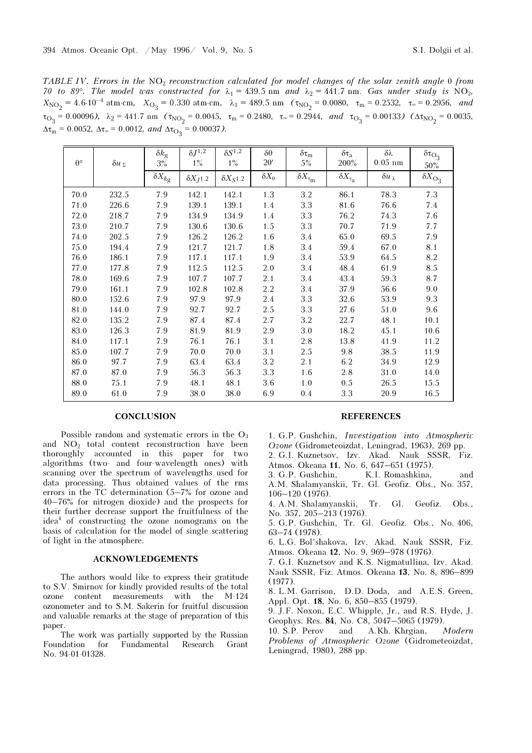*TABLE IV. Errors in the* $NO_2$ *reconstruction calculated for model changes of the solar zenith angle* $\theta$ *from 70 to 89°. The model was constructed for* $\lambda_1 = 439.5$ nm *and* $\lambda_2 = 441.7$ nm. *Gas under study is* $NO_2$, $X_{NO_2} = 4.6 \cdot 10^{-4}$ atm·cm, $X_{O_3} = 0.330$ atm·cm, $\lambda_1 = 489.5$ nm ($\tau_{NO_2} = 0.0080$, $\tau_m = 0.2532$, $\tau_= = 0.2956$, *and* $\tau_{O_3} = 0.00096$), $\lambda_2 = 441.7$ nm ($\tau_{NO_2} = 0.0045$, $\tau_m = 0.2480$, $\tau_= = 0.2944$, *and* $\tau_{O_3} = 0.00133$) ($\Delta\tau_{NO_2} = 0.0035$, $\Delta\tau_m = 0.0052$, $\Delta\tau_= = 0.0012$, *and* $\Delta\tau_{O_3} = 0.00037$).

| $\theta°$ | $\delta u_\Sigma$ | $\delta k_g$ 3% | $\delta J^{1,2}$ 1% | $\delta S^{1,2}$ 1% | $\delta\theta$ 20′ | $\delta\tau_m$ 5% | $\delta\tau_a$ 200% | $\delta\lambda$ 0.05 nm | $\delta\tau_{O_3}$ 50% |
|---|---|---|---|---|---|---|---|---|---|
| | | $\delta X_{k_g}$ | $\delta X_{J1.2}$ | $\delta X_{S1.2}$ | $\delta X_\theta$ | $\delta X_{\tau_m}$ | $\delta X_{\tau_a}$ | $\delta u_\lambda$ | $\delta X_{O_3}$ |
| 70.0 | 232.5 | 7.9 | 142.1 | 142.1 | 1.3 | 3.2 | 86.1 | 78.3 | 7.3 |
| 71.0 | 226.6 | 7.9 | 139.1 | 139.1 | 1.4 | 3.3 | 81.6 | 76.6 | 7.4 |
| 72.0 | 218.7 | 7.9 | 134.9 | 134.9 | 1.4 | 3.3 | 76.2 | 74.3 | 7.6 |
| 73.0 | 210.7 | 7.9 | 130.6 | 130.6 | 1.5 | 3.3 | 70.7 | 71.9 | 7.7 |
| 74.0 | 202.5 | 7.9 | 126.2 | 126.2 | 1.6 | 3.4 | 65.0 | 69.5 | 7.9 |
| 75.0 | 194.4 | 7.9 | 121.7 | 121.7 | 1.8 | 3.4 | 59.4 | 67.0 | 8.1 |
| 76.0 | 186.1 | 7.9 | 117.1 | 117.1 | 1.9 | 3.4 | 53.9 | 64.5 | 8.2 |
| 77.0 | 177.8 | 7.9 | 112.5 | 112.5 | 2.0 | 3.4 | 48.4 | 61.9 | 8.5 |
| 78.0 | 169.6 | 7.9 | 107.7 | 107.7 | 2.1 | 3.4 | 43.4 | 59.3 | 8.7 |
| 79.0 | 161.1 | 7.9 | 102.8 | 102.8 | 2.2 | 3.4 | 37.9 | 56.6 | 9.0 |
| 80.0 | 152.6 | 7.9 | 97.9 | 97.9 | 2.4 | 3.3 | 32.6 | 53.9 | 9.3 |
| 81.0 | 144.0 | 7.9 | 92.7 | 92.7 | 2.5 | 3.3 | 27.6 | 51.0 | 9.6 |
| 82.0 | 135.2 | 7.9 | 87.4 | 87.4 | 2.7 | 3.2 | 22.7 | 48.1 | 10.1 |
| 83.0 | 126.3 | 7.9 | 81.9 | 81.9 | 2.9 | 3.0 | 18.2 | 45.1 | 10.6 |
| 84.0 | 117.1 | 7.9 | 76.1 | 76.1 | 3.1 | 2.8 | 13.8 | 41.9 | 11.2 |
| 85.0 | 107.7 | 7.9 | 70.0 | 70.0 | 3.1 | 2.5 | 9.8 | 38.5 | 11.9 |
| 86.0 | 97.7 | 7.9 | 63.4 | 63.4 | 3.2 | 2.1 | 6.2 | 34.9 | 12.9 |
| 87.0 | 87.0 | 7.9 | 56.3 | 56.3 | 3.3 | 1.6 | 2.8 | 31.0 | 14.0 |
| 88.0 | 75.1 | 7.9 | 48.1 | 48.1 | 3.6 | 1.0 | 0.5 | 26.5 | 15.5 |
| 89.0 | 61.0 | 7.9 | 38.0 | 38.0 | 6.9 | 0.4 | 3.3 | 20.9 | 16.5 |

## CONCLUSION

Possible random and systematic errors in the $O_3$ and $NO_2$ total content reconstruction have been thoroughly accounted in this paper for two algorithms (two- and four-wavelength ones) with scanning over the spectrum of wavelengths used for data processing. Thus obtained values of the rms errors in the TC determination (5–7% for ozone and 40–76% for nitrogen dioxide) and the prospects for their further decrease support the fruitfulness of the idea[4] of constructing the ozone nomograms on the basis of calculation for the model of single scattering of light in the atmosphere.

## ACKNOWLEDGEMENTS

The authors would like to express their gratitude to S.V. Smirnov for kindly provided results of the total ozone content measurements with the M-124 ozonometer and to S.M. Sakerin for fruitful discussion and valuable remarks at the stage of preparation of this paper.

The work was partially supported by the Russian Foundation for Fundamental Research Grant No. 94-01-01328.

## REFERENCES

1. G.P. Gushchin, *Investigation into Atmospheric Ozone* (Gidrometeoizdat, Leningrad, 1963), 269 pp.
2. G.I. Kuznetsov, Izv. Akad. Nauk SSSR, Fiz. Atmos. Okeana **11**, No. 6, 647–651 (1975).
3. G.P. Gushchin, K.I. Romashkina, and A.M. Shalamyanskii, Tr. Gl. Geofiz. Obs., No. 357, 106–120 (1976).
4. A.M. Shalamyanskii, Tr. Gl. Geofiz. Obs., No. 357, 205–213 (1976).
5. G.P. Gushchin, Tr. Gl. Geofiz. Obs., No. 406, 63–74 (1978).
6. L.G. Bol'shakova, Izv. Akad. Nauk SSSR, Fiz. Atmos. Okeana **12**, No. 9, 969–978 (1976).
7. G.I. Kuznetsov and K.S. Nigmatullina, Izv. Akad. Nauk SSSR, Fiz. Atmos. Okeana **13**, No. 8, 896–899 (1977).
8. L.M. Garrison, D.D. Doda, and A.E.S. Green, Appl. Opt. **18**, No. 6, 850–855 (1979).
9. J.F. Noxon, E.C. Whipple, Jr., and R.S. Hyde, J. Geophys. Res. **84**, No. C8, 5047–5065 (1979).
10. S.P. Perov and A.Kh. Khrgian, *Modern Problems of Atmospheric Ozone* (Gidrometeoizdat, Leningrad, 1980), 288 pp.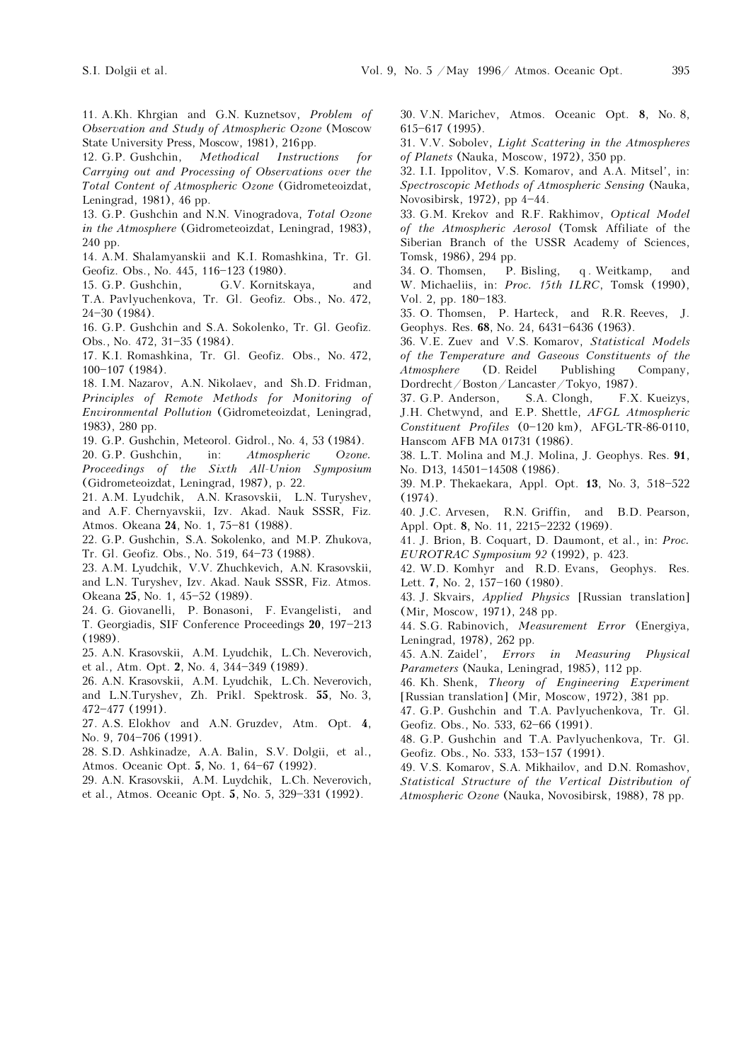11. A.Kh. Khrgian and G.N. Kuznetsov, *Problem of Observation and Study of Atmospheric Ozone* (Moscow State University Press, Moscow, 1981), 216 pp.

12. G.P. Gushchin, *Methodical Instructions for Carrying out and Processing of Observations over the Total Content of Atmospheric Ozone* (Gidrometeoizdat, Leningrad, 1981), 46 pp.

13. G.P. Gushchin and N.N. Vinogradova, *Total Ozone in the Atmosphere* (Gidrometeoizdat, Leningrad, 1983), 240 pp.

14. A.M. Shalamyanskii and K.I. Romashkina, Tr. Gl. Geofiz. Obs., No. 445, 116–123 (1980).

15. G.P. Gushchin, G.V. Kornitskaya, and T.A. Pavlyuchenkova, Tr. Gl. Geofiz. Obs., No. 472, 24–30 (1984).

16. G.P. Gushchin and S.A. Sokolenko, Tr. Gl. Geofiz. Obs., No. 472, 31–35 (1984).

17. K.I. Romashkina, Tr. Gl. Geofiz. Obs., No. 472, 100–107 (1984).

18. I.M. Nazarov, A.N. Nikolaev, and Sh.D. Fridman, *Principles of Remote Methods for Monitoring of Environmental Pollution* (Gidrometeoizdat, Leningrad, 1983), 280 pp.

19. G.P. Gushchin, Meteorol. Gidrol., No. 4, 53 (1984).

20. G.P. Gushchin, in: *Atmospheric Ozone. Proceedings of the Sixth All-Union Symposium* (Gidrometeoizdat, Leningrad, 1987), p. 22.

21. A.M. Lyudchik, A.N. Krasovskii, L.N. Turyshev, and A.F. Chernyavskii, Izv. Akad. Nauk SSSR, Fiz. Atmos. Okeana **24**, No. 1, 75–81 (1988).

22. G.P. Gushchin, S.A. Sokolenko, and M.P. Zhukova, Tr. Gl. Geofiz. Obs., No. 519, 64–73 (1988).

23. A.M. Lyudchik, V.V. Zhuchkevich, A.N. Krasovskii, and L.N. Turyshev, Izv. Akad. Nauk SSSR, Fiz. Atmos. Okeana **25**, No. 1, 45–52 (1989).

24. G. Giovanelli, P. Bonasoni, F. Evangelisti, and T. Georgiadis, SIF Conference Proceedings **20**, 197–213 (1989).

25. A.N. Krasovskii, A.M. Lyudchik, L.Ch. Neverovich, et al., Atm. Opt. **2**, No. 4, 344–349 (1989).

26. A.N. Krasovskii, A.M. Lyudchik, L.Ch. Neverovich, and L.N.Turyshev, Zh. Prikl. Spektrosk. **55**, No. 3, 472–477 (1991).

27. A.S. Elokhov and A.N. Gruzdev, Atm. Opt. **4**, No. 9, 704–706 (1991).

28. S.D. Ashkinadze, A.A. Balin, S.V. Dolgii, et al., Atmos. Oceanic Opt. **5**, No. 1, 64–67 (1992).

29. A.N. Krasovskii, A.M. Luydchik, L.Ch. Neverovich, et al., Atmos. Oceanic Opt. **5**, No. 5, 329–331 (1992).

30. V.N. Marichev, Atmos. Oceanic Opt. **8**, No. 8, 615–617 (1995).

31. V.V. Sobolev, *Light Scattering in the Atmospheres of Planets* (Nauka, Moscow, 1972), 350 pp.

32. I.I. Ippolitov, V.S. Komarov, and A.A. Mitsel', in: *Spectroscopic Methods of Atmospheric Sensing* (Nauka, Novosibirsk, 1972), pp 4–44.

33. G.M. Krekov and R.F. Rakhimov, *Optical Model of the Atmospheric Aerosol* (Tomsk Affiliate of the Siberian Branch of the USSR Academy of Sciences, Tomsk, 1986), 294 pp.

34. O. Thomsen, P. Bisling, q. Weitkamp, and W. Michaeliis, in: *Proc. 15th ILRC*, Tomsk (1990), Vol. 2, pp. 180–183.

35. O. Thomsen, P. Harteck, and R.R. Reeves, J. Geophys. Res. **68**, No. 24, 6431–6436 (1963).

36. V.E. Zuev and V.S. Komarov, *Statistical Models of the Temperature and Gaseous Constituents of the Atmosphere* (D. Reidel Publishing Company, Dordrecht/Boston/Lancaster/Tokyo, 1987).

37. G.P. Anderson, S.A. Clongh, F.X. Kueizys, J.H. Chetwynd, and E.P. Shettle, *AFGL Atmospheric Constituent Profiles* (0–120 km), AFGL-TR-86-0110, Hanscom AFB MA 01731 (1986).

38. L.T. Molina and M.J. Molina, J. Geophys. Res. **91**, No. D13, 14501–14508 (1986).

39. M.P. Thekaekara, Appl. Opt. **13**, No. 3, 518–522 (1974).

40. J.C. Arvesen, R.N. Griffin, and B.D. Pearson, Appl. Opt. **8**, No. 11, 2215–2232 (1969).

41. J. Brion, B. Coquart, D. Daumont, et al., in: *Proc. EUROTRAC Symposium 92* (1992), p. 423.

42. W.D. Komhyr and R.D. Evans, Geophys. Res. Lett. **7**, No. 2, 157–160 (1980).

43. J. Skvairs, *Applied Physics* [Russian translation] (Mir, Moscow, 1971), 248 pp.

44. S.G. Rabinovich, *Measurement Error* (Energiya, Leningrad, 1978), 262 pp.

45. A.N. Zaidel', *Errors in Measuring Physical Parameters* (Nauka, Leningrad, 1985), 112 pp.

46. Kh. Shenk, *Theory of Engineering Experiment* [Russian translation] (Mir, Moscow, 1972), 381 pp.

47. G.P. Gushchin and T.A. Pavlyuchenkova, Tr. Gl. Geofiz. Obs., No. 533, 62–66 (1991).

48. G.P. Gushchin and T.A. Pavlyuchenkova, Tr. Gl. Geofiz. Obs., No. 533, 153–157 (1991).

49. V.S. Komarov, S.A. Mikhailov, and D.N. Romashov, *Statistical Structure of the Vertical Distribution of Atmospheric Ozone* (Nauka, Novosibirsk, 1988), 78 pp.